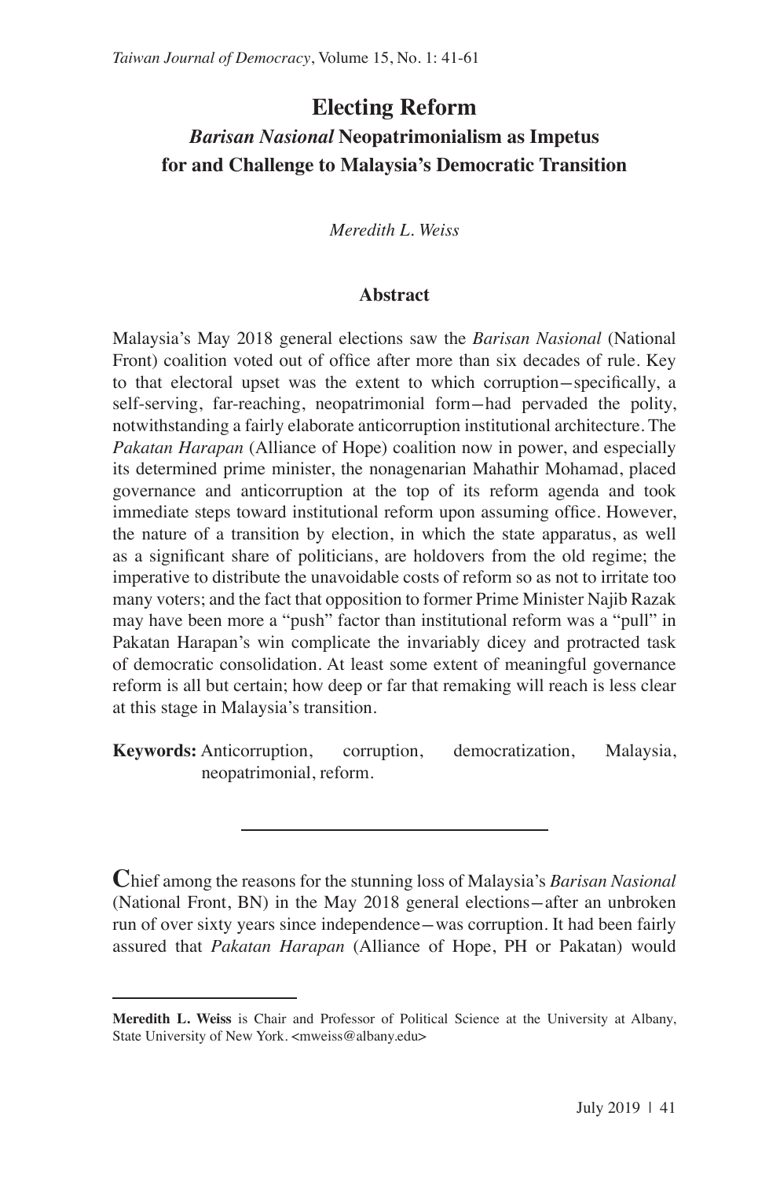# Electing Reform

## *Barisan Nasional* Neopatrimonialism as Impetus for and Challenge to Malaysia's Democratic Transition

*Meredith L. Weiss*

### Abstract

Malaysia's May 2018 general elections saw the *Barisan Nasional* (National Front) coalition voted out of office after more than six decades of rule. Key to that electoral upset was the extent to which corruption—specifically, a self-serving, far-reaching, neopatrimonial form—had pervaded the polity, notwithstanding a fairly elaborate anticorruption institutional architecture. The *Pakatan Harapan* (Alliance of Hope) coalition now in power, and especially its determined prime minister, the nonagenarian Mahathir Mohamad, placed governance and anticorruption at the top of its reform agenda and took immediate steps toward institutional reform upon assuming office. However, the nature of a transition by election, in which the state apparatus, as well as a significant share of politicians, are holdovers from the old regime; the imperative to distribute the unavoidable costs of reform so as not to irritate too many voters; and the fact that opposition to former Prime Minister Najib Razak may have been more a "push" factor than institutional reform was a "pull" in Pakatan Harapan's win complicate the invariably dicey and protracted task of democratic consolidation. At least some extent of meaningful governance reform is all but certain; how deep or far that remaking will reach is less clear at this stage in Malaysia's transition.

**Keywords:** Anticorruption, corruption, democratization, Malaysia, neopatrimonial, reform.

---

Chief among the reasons for the stunning loss of Malaysia's *Barisan Nasional* (National Front, BN) in the May 2018 general elections—after an unbroken run of over sixty years since independence—was corruption. It had been fairly assured that *Pakatan Harapan* (Alliance of Hope, PH or Pakatan) would

---

**Meredith L. Weiss** is Chair and Professor of Political Science at the University at Albany, State University of New York. <mweiss@albany.edu>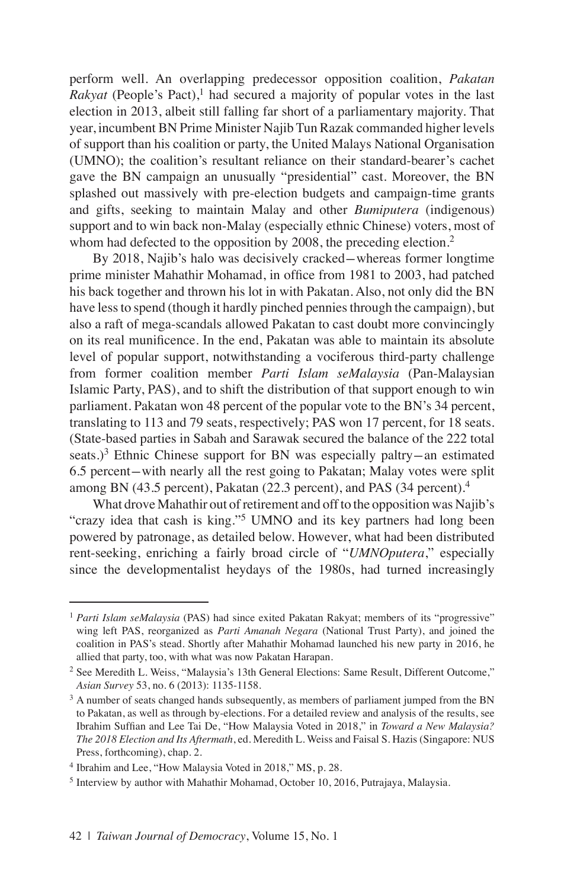perform well. An overlapping predecessor opposition coalition, *Pakatan Rakyat* (People's Pact),[1] had secured a majority of popular votes in the last election in 2013, albeit still falling far short of a parliamentary majority. That year, incumbent BN Prime Minister Najib Tun Razak commanded higher levels of support than his coalition or party, the United Malays National Organisation (UMNO); the coalition's resultant reliance on their standard-bearer's cachet gave the BN campaign an unusually "presidential" cast. Moreover, the BN splashed out massively with pre-election budgets and campaign-time grants and gifts, seeking to maintain Malay and other *Bumiputera* (indigenous) support and to win back non-Malay (especially ethnic Chinese) voters, most of whom had defected to the opposition by 2008, the preceding election.[2]

By 2018, Najib's halo was decisively cracked—whereas former longtime prime minister Mahathir Mohamad, in office from 1981 to 2003, had patched his back together and thrown his lot in with Pakatan. Also, not only did the BN have less to spend (though it hardly pinched pennies through the campaign), but also a raft of mega-scandals allowed Pakatan to cast doubt more convincingly on its real munificence. In the end, Pakatan was able to maintain its absolute level of popular support, notwithstanding a vociferous third-party challenge from former coalition member *Parti Islam seMalaysia* (Pan-Malaysian Islamic Party, PAS), and to shift the distribution of that support enough to win parliament. Pakatan won 48 percent of the popular vote to the BN's 34 percent, translating to 113 and 79 seats, respectively; PAS won 17 percent, for 18 seats. (State-based parties in Sabah and Sarawak secured the balance of the 222 total seats.)[3] Ethnic Chinese support for BN was especially paltry—an estimated 6.5 percent—with nearly all the rest going to Pakatan; Malay votes were split among BN (43.5 percent), Pakatan (22.3 percent), and PAS (34 percent).[4]

What drove Mahathir out of retirement and off to the opposition was Najib's "crazy idea that cash is king."[5] UMNO and its key partners had long been powered by patronage, as detailed below. However, what had been distributed rent-seeking, enriching a fairly broad circle of "*UMNOputera*," especially since the developmentalist heydays of the 1980s, had turned increasingly

---

[1] *Parti Islam seMalaysia* (PAS) had since exited Pakatan Rakyat; members of its "progressive" wing left PAS, reorganized as *Parti Amanah Negara* (National Trust Party), and joined the coalition in PAS's stead. Shortly after Mahathir Mohamad launched his new party in 2016, he allied that party, too, with what was now Pakatan Harapan.

[2] See Meredith L. Weiss, "Malaysia's 13th General Elections: Same Result, Different Outcome," *Asian Survey* 53, no. 6 (2013): 1135-1158.

[3] A number of seats changed hands subsequently, as members of parliament jumped from the BN to Pakatan, as well as through by-elections. For a detailed review and analysis of the results, see Ibrahim Suffian and Lee Tai De, "How Malaysia Voted in 2018," in *Toward a New Malaysia? The 2018 Election and Its Aftermath*, ed. Meredith L. Weiss and Faisal S. Hazis (Singapore: NUS Press, forthcoming), chap. 2.

[4] Ibrahim and Lee, "How Malaysia Voted in 2018," MS, p. 28.

[5] Interview by author with Mahathir Mohamad, October 10, 2016, Putrajaya, Malaysia.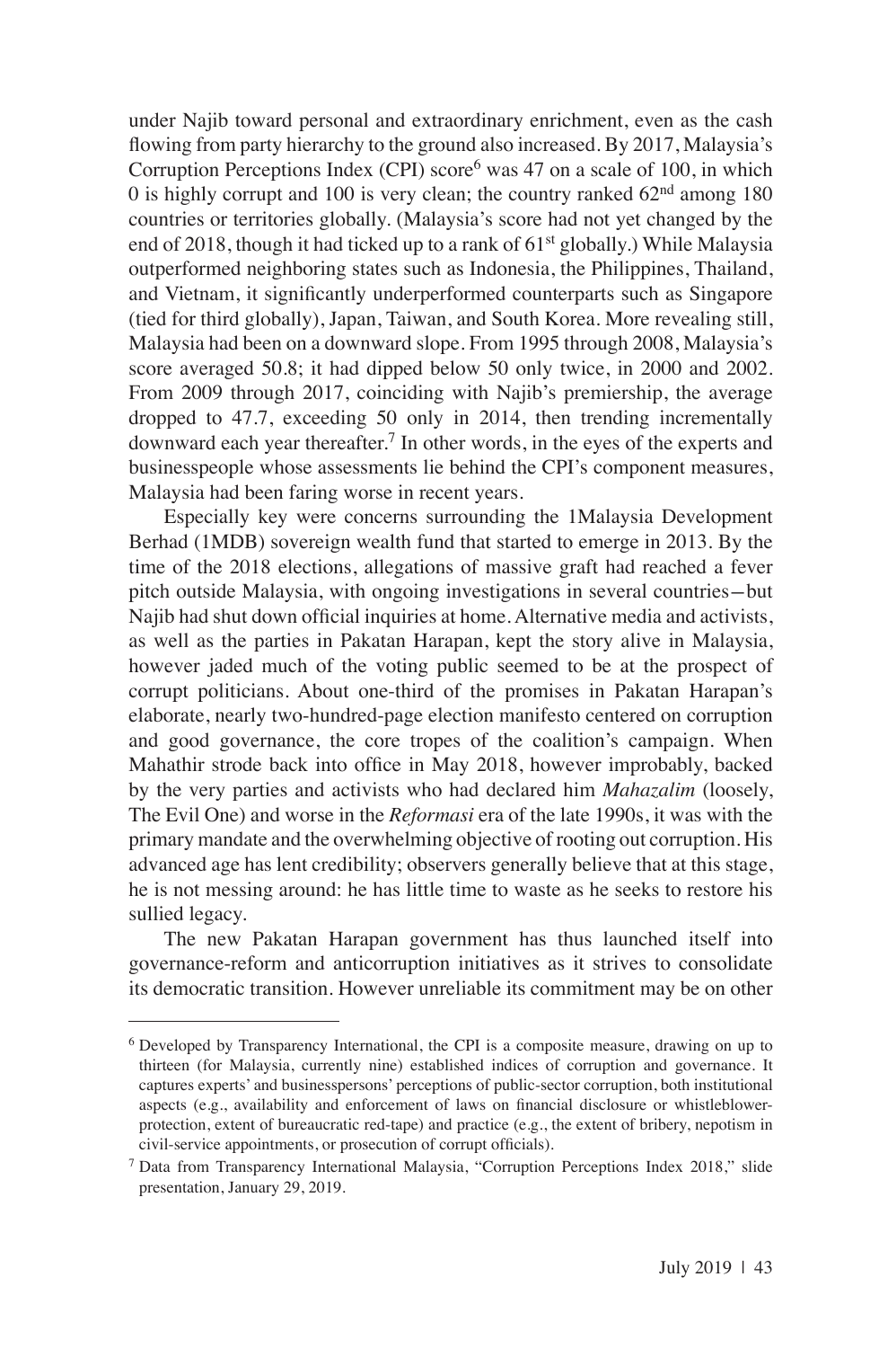under Najib toward personal and extraordinary enrichment, even as the cash flowing from party hierarchy to the ground also increased. By 2017, Malaysia's Corruption Perceptions Index (CPI) score[6] was 47 on a scale of 100, in which 0 is highly corrupt and 100 is very clean; the country ranked 62nd among 180 countries or territories globally. (Malaysia's score had not yet changed by the end of 2018, though it had ticked up to a rank of 61st globally.) While Malaysia outperformed neighboring states such as Indonesia, the Philippines, Thailand, and Vietnam, it significantly underperformed counterparts such as Singapore (tied for third globally), Japan, Taiwan, and South Korea. More revealing still, Malaysia had been on a downward slope. From 1995 through 2008, Malaysia's score averaged 50.8; it had dipped below 50 only twice, in 2000 and 2002. From 2009 through 2017, coinciding with Najib's premiership, the average dropped to 47.7, exceeding 50 only in 2014, then trending incrementally downward each year thereafter.[7] In other words, in the eyes of the experts and businesspeople whose assessments lie behind the CPI's component measures, Malaysia had been faring worse in recent years.

Especially key were concerns surrounding the 1Malaysia Development Berhad (1MDB) sovereign wealth fund that started to emerge in 2013. By the time of the 2018 elections, allegations of massive graft had reached a fever pitch outside Malaysia, with ongoing investigations in several countries—but Najib had shut down official inquiries at home. Alternative media and activists, as well as the parties in Pakatan Harapan, kept the story alive in Malaysia, however jaded much of the voting public seemed to be at the prospect of corrupt politicians. About one-third of the promises in Pakatan Harapan's elaborate, nearly two-hundred-page election manifesto centered on corruption and good governance, the core tropes of the coalition's campaign. When Mahathir strode back into office in May 2018, however improbably, backed by the very parties and activists who had declared him *Mahazalim* (loosely, The Evil One) and worse in the *Reformasi* era of the late 1990s, it was with the primary mandate and the overwhelming objective of rooting out corruption. His advanced age has lent credibility; observers generally believe that at this stage, he is not messing around: he has little time to waste as he seeks to restore his sullied legacy.

The new Pakatan Harapan government has thus launched itself into governance-reform and anticorruption initiatives as it strives to consolidate its democratic transition. However unreliable its commitment may be on other

---

[6] Developed by Transparency International, the CPI is a composite measure, drawing on up to thirteen (for Malaysia, currently nine) established indices of corruption and governance. It captures experts' and businesspersons' perceptions of public-sector corruption, both institutional aspects (e.g., availability and enforcement of laws on financial disclosure or whistleblower-protection, extent of bureaucratic red-tape) and practice (e.g., the extent of bribery, nepotism in civil-service appointments, or prosecution of corrupt officials).

[7] Data from Transparency International Malaysia, "Corruption Perceptions Index 2018," slide presentation, January 29, 2019.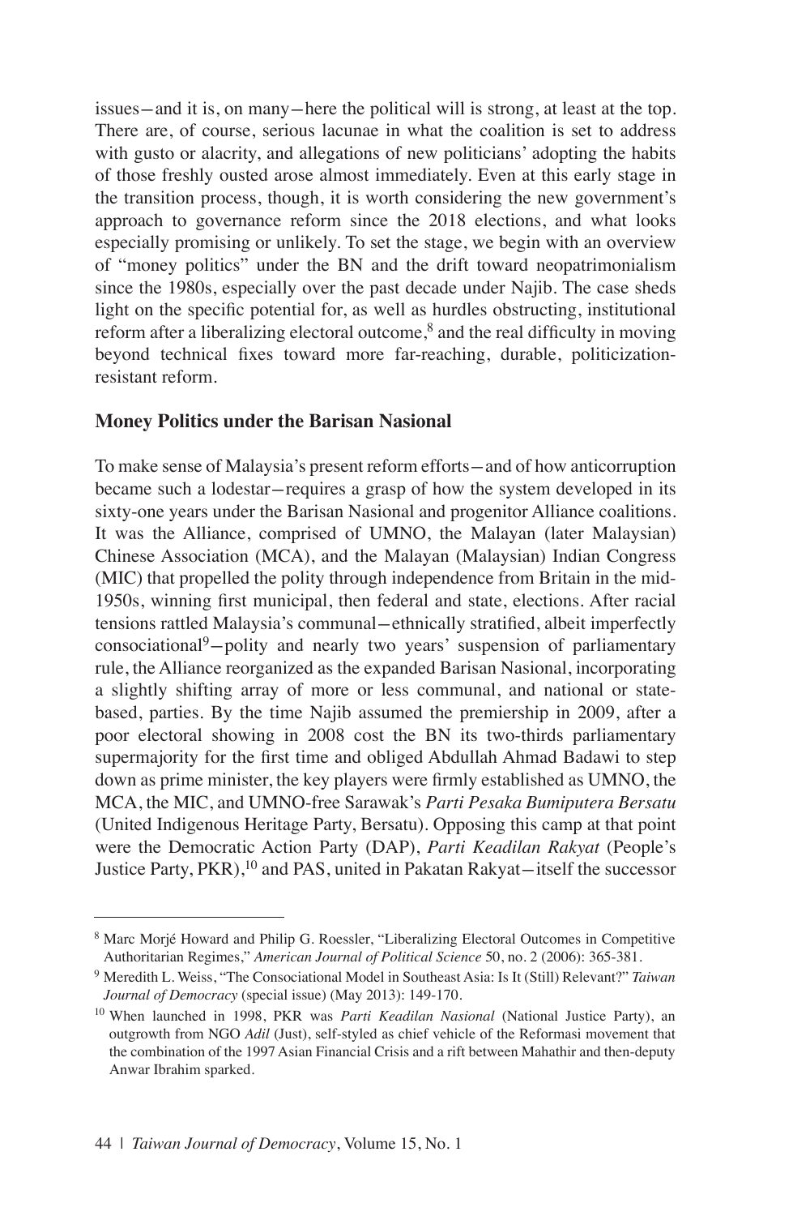issues—and it is, on many—here the political will is strong, at least at the top. There are, of course, serious lacunae in what the coalition is set to address with gusto or alacrity, and allegations of new politicians' adopting the habits of those freshly ousted arose almost immediately. Even at this early stage in the transition process, though, it is worth considering the new government's approach to governance reform since the 2018 elections, and what looks especially promising or unlikely. To set the stage, we begin with an overview of "money politics" under the BN and the drift toward neopatrimonialism since the 1980s, especially over the past decade under Najib. The case sheds light on the specific potential for, as well as hurdles obstructing, institutional reform after a liberalizing electoral outcome,[8] and the real difficulty in moving beyond technical fixes toward more far-reaching, durable, politicization-resistant reform.

## Money Politics under the Barisan Nasional

To make sense of Malaysia's present reform efforts—and of how anticorruption became such a lodestar—requires a grasp of how the system developed in its sixty-one years under the Barisan Nasional and progenitor Alliance coalitions. It was the Alliance, comprised of UMNO, the Malayan (later Malaysian) Chinese Association (MCA), and the Malayan (Malaysian) Indian Congress (MIC) that propelled the polity through independence from Britain in the mid-1950s, winning first municipal, then federal and state, elections. After racial tensions rattled Malaysia's communal—ethnically stratified, albeit imperfectly consociational[9]—polity and nearly two years' suspension of parliamentary rule, the Alliance reorganized as the expanded Barisan Nasional, incorporating a slightly shifting array of more or less communal, and national or state-based, parties. By the time Najib assumed the premiership in 2009, after a poor electoral showing in 2008 cost the BN its two-thirds parliamentary supermajority for the first time and obliged Abdullah Ahmad Badawi to step down as prime minister, the key players were firmly established as UMNO, the MCA, the MIC, and UMNO-free Sarawak's *Parti Pesaka Bumiputera Bersatu* (United Indigenous Heritage Party, Bersatu). Opposing this camp at that point were the Democratic Action Party (DAP), *Parti Keadilan Rakyat* (People's Justice Party, PKR),[10] and PAS, united in Pakatan Rakyat—itself the successor

---

[8] Marc Morjé Howard and Philip G. Roessler, "Liberalizing Electoral Outcomes in Competitive Authoritarian Regimes," *American Journal of Political Science* 50, no. 2 (2006): 365-381.

[9] Meredith L. Weiss, "The Consociational Model in Southeast Asia: Is It (Still) Relevant?" *Taiwan Journal of Democracy* (special issue) (May 2013): 149-170.

[10] When launched in 1998, PKR was *Parti Keadilan Nasional* (National Justice Party), an outgrowth from NGO *Adil* (Just), self-styled as chief vehicle of the Reformasi movement that the combination of the 1997 Asian Financial Crisis and a rift between Mahathir and then-deputy Anwar Ibrahim sparked.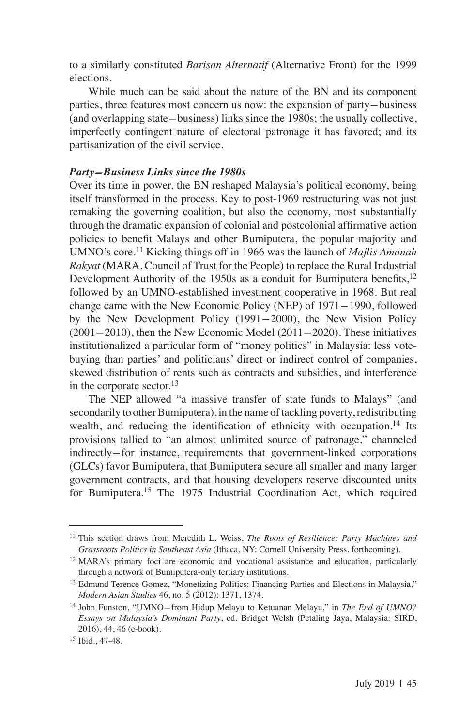to a similarly constituted *Barisan Alternatif* (Alternative Front) for the 1999 elections.

While much can be said about the nature of the BN and its component parties, three features most concern us now: the expansion of party—business (and overlapping state—business) links since the 1980s; the usually collective, imperfectly contingent nature of electoral patronage it has favored; and its partisanization of the civil service.

### *Party—Business Links since the 1980s*

Over its time in power, the BN reshaped Malaysia's political economy, being itself transformed in the process. Key to post-1969 restructuring was not just remaking the governing coalition, but also the economy, most substantially through the dramatic expansion of colonial and postcolonial affirmative action policies to benefit Malays and other Bumiputera, the popular majority and UMNO's core.[11] Kicking things off in 1966 was the launch of *Majlis Amanah Rakyat* (MARA, Council of Trust for the People) to replace the Rural Industrial Development Authority of the 1950s as a conduit for Bumiputera benefits,[12] followed by an UMNO-established investment cooperative in 1968. But real change came with the New Economic Policy (NEP) of 1971—1990, followed by the New Development Policy (1991—2000), the New Vision Policy (2001—2010), then the New Economic Model (2011—2020). These initiatives institutionalized a particular form of "money politics" in Malaysia: less vote-buying than parties' and politicians' direct or indirect control of companies, skewed distribution of rents such as contracts and subsidies, and interference in the corporate sector.[13]

The NEP allowed "a massive transfer of state funds to Malays" (and secondarily to other Bumiputera), in the name of tackling poverty, redistributing wealth, and reducing the identification of ethnicity with occupation.[14] Its provisions tallied to "an almost unlimited source of patronage," channeled indirectly—for instance, requirements that government-linked corporations (GLCs) favor Bumiputera, that Bumiputera secure all smaller and many larger government contracts, and that housing developers reserve discounted units for Bumiputera.[15] The 1975 Industrial Coordination Act, which required

---

[11] This section draws from Meredith L. Weiss, *The Roots of Resilience: Party Machines and Grassroots Politics in Southeast Asia* (Ithaca, NY: Cornell University Press, forthcoming).

[12] MARA's primary foci are economic and vocational assistance and education, particularly through a network of Bumiputera-only tertiary institutions.

[13] Edmund Terence Gomez, "Monetizing Politics: Financing Parties and Elections in Malaysia," *Modern Asian Studies* 46, no. 5 (2012): 1371, 1374.

[14] John Funston, "UMNO—from Hidup Melayu to Ketuanan Melayu," in *The End of UMNO? Essays on Malaysia's Dominant Party*, ed. Bridget Welsh (Petaling Jaya, Malaysia: SIRD, 2016), 44, 46 (e-book).

[15] Ibid., 47-48.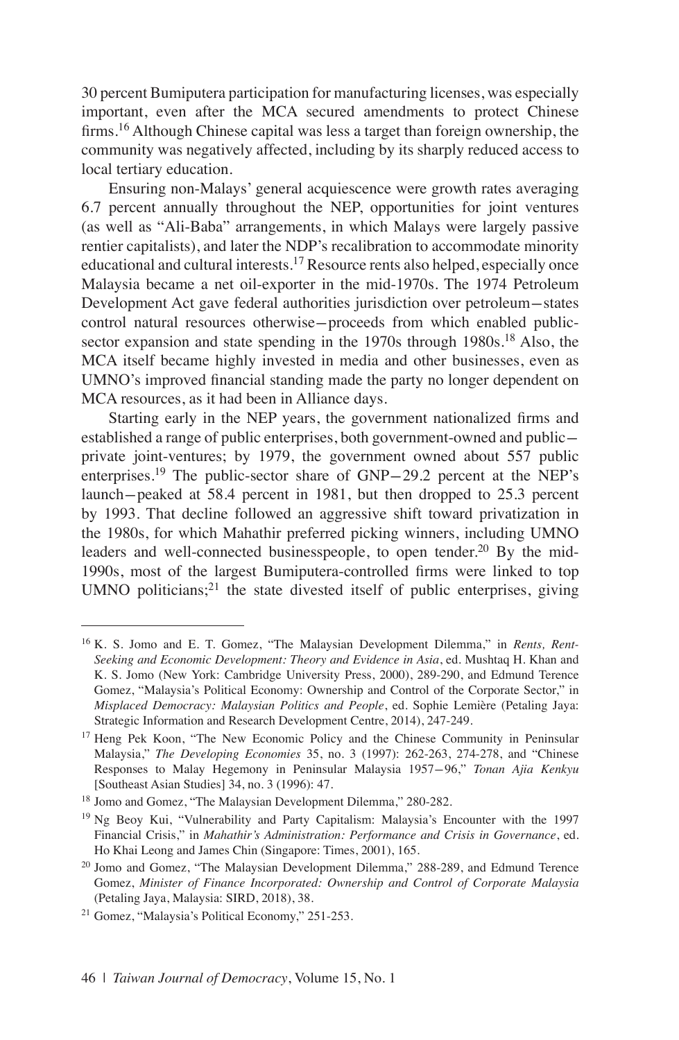30 percent Bumiputera participation for manufacturing licenses, was especially important, even after the MCA secured amendments to protect Chinese firms.[16] Although Chinese capital was less a target than foreign ownership, the community was negatively affected, including by its sharply reduced access to local tertiary education.

Ensuring non-Malays' general acquiescence were growth rates averaging 6.7 percent annually throughout the NEP, opportunities for joint ventures (as well as "Ali-Baba" arrangements, in which Malays were largely passive rentier capitalists), and later the NDP's recalibration to accommodate minority educational and cultural interests.[17] Resource rents also helped, especially once Malaysia became a net oil-exporter in the mid-1970s. The 1974 Petroleum Development Act gave federal authorities jurisdiction over petroleum—states control natural resources otherwise—proceeds from which enabled public-sector expansion and state spending in the 1970s through 1980s.[18] Also, the MCA itself became highly invested in media and other businesses, even as UMNO's improved financial standing made the party no longer dependent on MCA resources, as it had been in Alliance days.

Starting early in the NEP years, the government nationalized firms and established a range of public enterprises, both government-owned and public—private joint-ventures; by 1979, the government owned about 557 public enterprises.[19] The public-sector share of GNP—29.2 percent at the NEP's launch—peaked at 58.4 percent in 1981, but then dropped to 25.3 percent by 1993. That decline followed an aggressive shift toward privatization in the 1980s, for which Mahathir preferred picking winners, including UMNO leaders and well-connected businesspeople, to open tender.[20] By the mid-1990s, most of the largest Bumiputera-controlled firms were linked to top UMNO politicians;[21] the state divested itself of public enterprises, giving

---

[16] K. S. Jomo and E. T. Gomez, "The Malaysian Development Dilemma," in *Rents, Rent-Seeking and Economic Development: Theory and Evidence in Asia*, ed. Mushtaq H. Khan and K. S. Jomo (New York: Cambridge University Press, 2000), 289-290, and Edmund Terence Gomez, "Malaysia's Political Economy: Ownership and Control of the Corporate Sector," in *Misplaced Democracy: Malaysian Politics and People*, ed. Sophie Lemière (Petaling Jaya: Strategic Information and Research Development Centre, 2014), 247-249.

[17] Heng Pek Koon, "The New Economic Policy and the Chinese Community in Peninsular Malaysia," *The Developing Economies* 35, no. 3 (1997): 262-263, 274-278, and "Chinese Responses to Malay Hegemony in Peninsular Malaysia 1957—96," *Tonan Ajia Kenkyu* [Southeast Asian Studies] 34, no. 3 (1996): 47.

[18] Jomo and Gomez, "The Malaysian Development Dilemma," 280-282.

[19] Ng Beoy Kui, "Vulnerability and Party Capitalism: Malaysia's Encounter with the 1997 Financial Crisis," in *Mahathir's Administration: Performance and Crisis in Governance*, ed. Ho Khai Leong and James Chin (Singapore: Times, 2001), 165.

[20] Jomo and Gomez, "The Malaysian Development Dilemma," 288-289, and Edmund Terence Gomez, *Minister of Finance Incorporated: Ownership and Control of Corporate Malaysia* (Petaling Jaya, Malaysia: SIRD, 2018), 38.

[21] Gomez, "Malaysia's Political Economy," 251-253.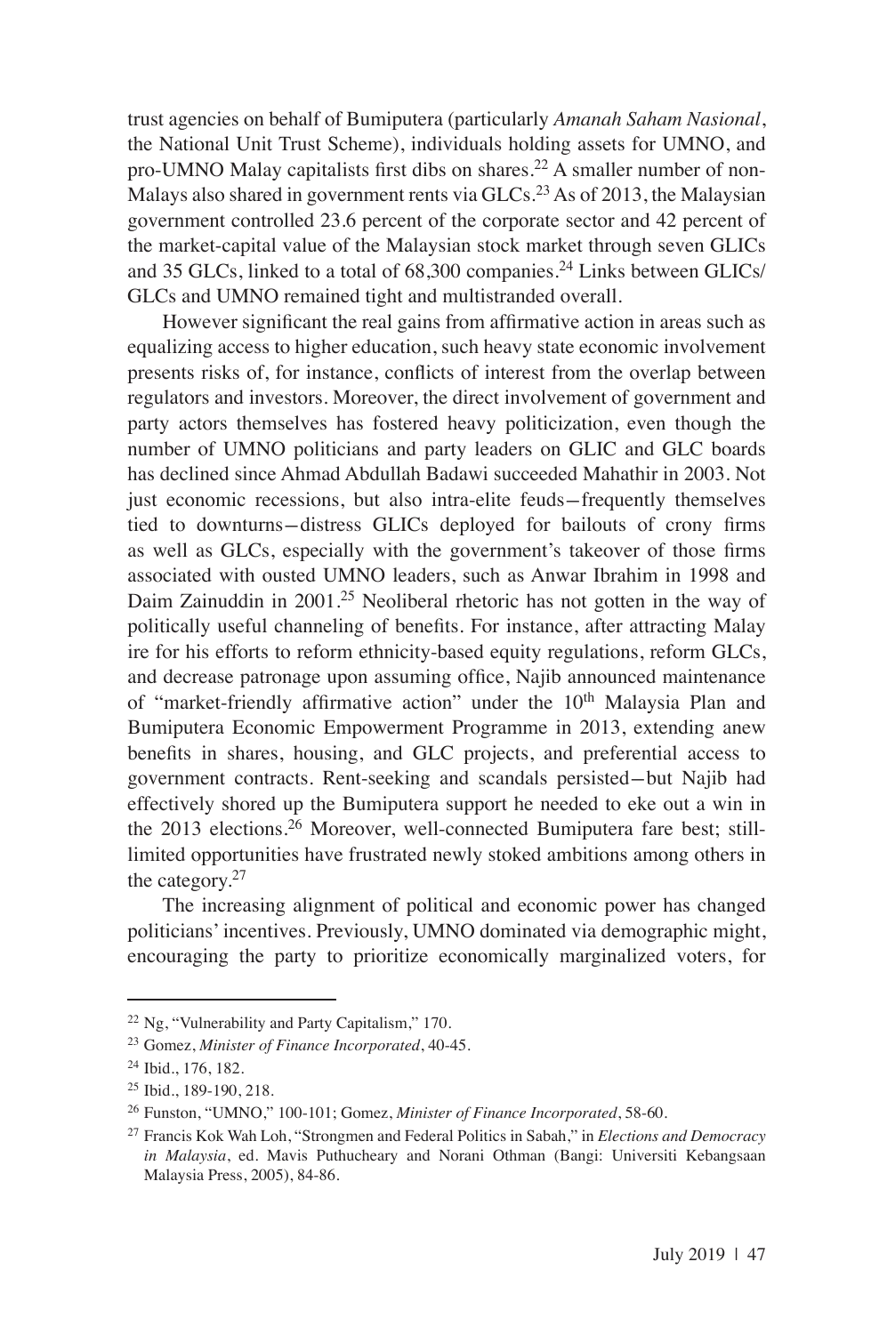trust agencies on behalf of Bumiputera (particularly *Amanah Saham Nasional*, the National Unit Trust Scheme), individuals holding assets for UMNO, and pro-UMNO Malay capitalists first dibs on shares.[22] A smaller number of non-Malays also shared in government rents via GLCs.[23] As of 2013, the Malaysian government controlled 23.6 percent of the corporate sector and 42 percent of the market-capital value of the Malaysian stock market through seven GLICs and 35 GLCs, linked to a total of 68,300 companies.[24] Links between GLICs/GLCs and UMNO remained tight and multistranded overall.

However significant the real gains from affirmative action in areas such as equalizing access to higher education, such heavy state economic involvement presents risks of, for instance, conflicts of interest from the overlap between regulators and investors. Moreover, the direct involvement of government and party actors themselves has fostered heavy politicization, even though the number of UMNO politicians and party leaders on GLIC and GLC boards has declined since Ahmad Abdullah Badawi succeeded Mahathir in 2003. Not just economic recessions, but also intra-elite feuds—frequently themselves tied to downturns—distress GLICs deployed for bailouts of crony firms as well as GLCs, especially with the government's takeover of those firms associated with ousted UMNO leaders, such as Anwar Ibrahim in 1998 and Daim Zainuddin in 2001.[25] Neoliberal rhetoric has not gotten in the way of politically useful channeling of benefits. For instance, after attracting Malay ire for his efforts to reform ethnicity-based equity regulations, reform GLCs, and decrease patronage upon assuming office, Najib announced maintenance of "market-friendly affirmative action" under the 10th Malaysia Plan and Bumiputera Economic Empowerment Programme in 2013, extending anew benefits in shares, housing, and GLC projects, and preferential access to government contracts. Rent-seeking and scandals persisted—but Najib had effectively shored up the Bumiputera support he needed to eke out a win in the 2013 elections.[26] Moreover, well-connected Bumiputera fare best; still-limited opportunities have frustrated newly stoked ambitions among others in the category.[27]

The increasing alignment of political and economic power has changed politicians' incentives. Previously, UMNO dominated via demographic might, encouraging the party to prioritize economically marginalized voters, for

---

[22] Ng, "Vulnerability and Party Capitalism," 170.

[23] Gomez, *Minister of Finance Incorporated*, 40-45.

[24] Ibid., 176, 182.

[25] Ibid., 189-190, 218.

[26] Funston, "UMNO," 100-101; Gomez, *Minister of Finance Incorporated*, 58-60.

[27] Francis Kok Wah Loh, "Strongmen and Federal Politics in Sabah," in *Elections and Democracy in Malaysia*, ed. Mavis Puthucheary and Norani Othman (Bangi: Universiti Kebangsaan Malaysia Press, 2005), 84-86.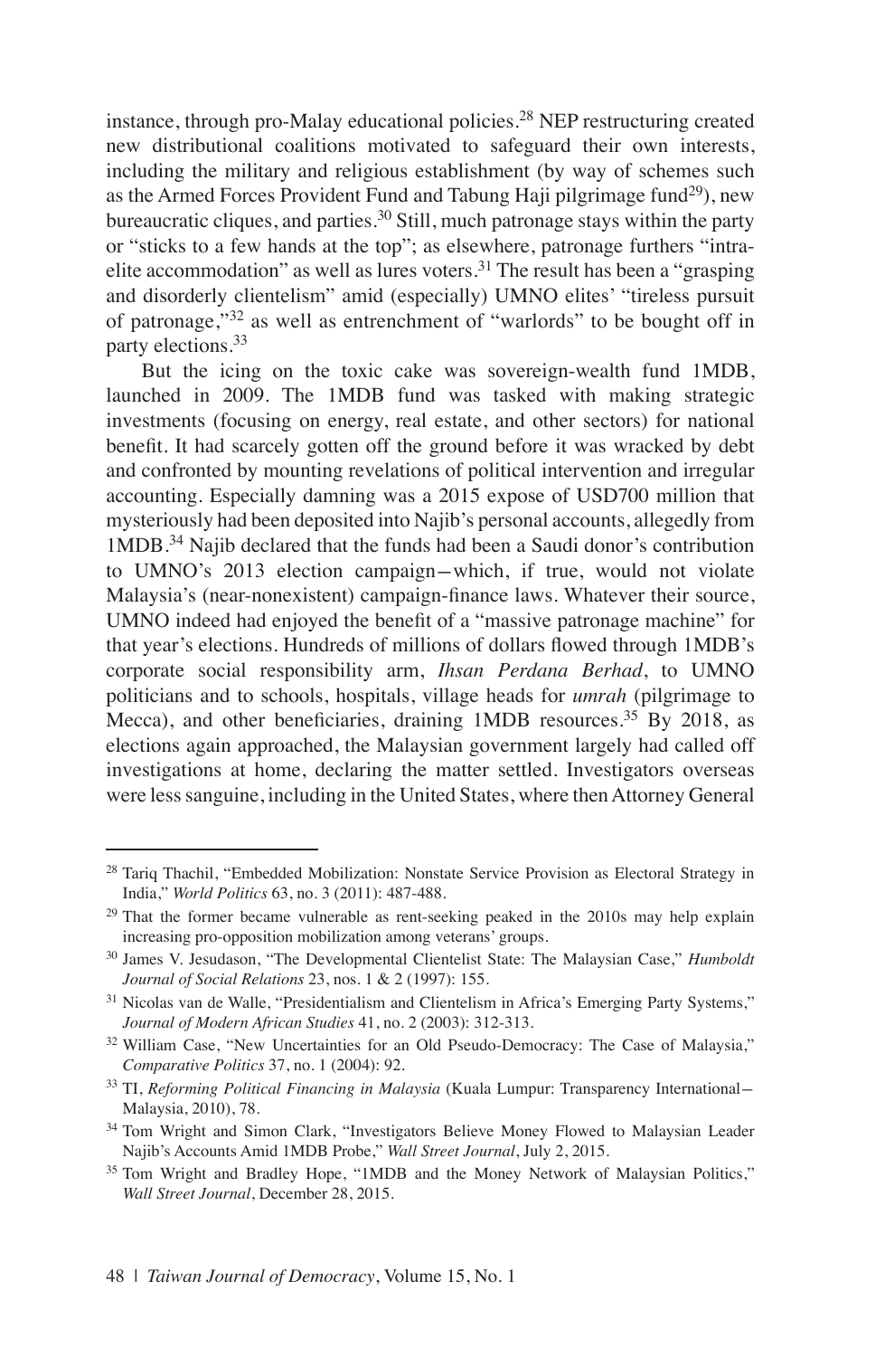instance, through pro-Malay educational policies.[28] NEP restructuring created new distributional coalitions motivated to safeguard their own interests, including the military and religious establishment (by way of schemes such as the Armed Forces Provident Fund and Tabung Haji pilgrimage fund[29]), new bureaucratic cliques, and parties.[30] Still, much patronage stays within the party or "sticks to a few hands at the top"; as elsewhere, patronage furthers "intra-elite accommodation" as well as lures voters.[31] The result has been a "grasping and disorderly clientelism" amid (especially) UMNO elites' "tireless pursuit of patronage,"[32] as well as entrenchment of "warlords" to be bought off in party elections.[33]

But the icing on the toxic cake was sovereign-wealth fund 1MDB, launched in 2009. The 1MDB fund was tasked with making strategic investments (focusing on energy, real estate, and other sectors) for national benefit. It had scarcely gotten off the ground before it was wracked by debt and confronted by mounting revelations of political intervention and irregular accounting. Especially damning was a 2015 expose of USD700 million that mysteriously had been deposited into Najib's personal accounts, allegedly from 1MDB.[34] Najib declared that the funds had been a Saudi donor's contribution to UMNO's 2013 election campaign—which, if true, would not violate Malaysia's (near-nonexistent) campaign-finance laws. Whatever their source, UMNO indeed had enjoyed the benefit of a "massive patronage machine" for that year's elections. Hundreds of millions of dollars flowed through 1MDB's corporate social responsibility arm, *Ihsan Perdana Berhad*, to UMNO politicians and to schools, hospitals, village heads for *umrah* (pilgrimage to Mecca), and other beneficiaries, draining 1MDB resources.[35] By 2018, as elections again approached, the Malaysian government largely had called off investigations at home, declaring the matter settled. Investigators overseas were less sanguine, including in the United States, where then Attorney General

---

[28] Tariq Thachil, "Embedded Mobilization: Nonstate Service Provision as Electoral Strategy in India," *World Politics* 63, no. 3 (2011): 487-488.

[29] That the former became vulnerable as rent-seeking peaked in the 2010s may help explain increasing pro-opposition mobilization among veterans' groups.

[30] James V. Jesudason, "The Developmental Clientelist State: The Malaysian Case," *Humboldt Journal of Social Relations* 23, nos. 1 & 2 (1997): 155.

[31] Nicolas van de Walle, "Presidentialism and Clientelism in Africa's Emerging Party Systems," *Journal of Modern African Studies* 41, no. 2 (2003): 312-313.

[32] William Case, "New Uncertainties for an Old Pseudo-Democracy: The Case of Malaysia," *Comparative Politics* 37, no. 1 (2004): 92.

[33] TI, *Reforming Political Financing in Malaysia* (Kuala Lumpur: Transparency International—Malaysia, 2010), 78.

[34] Tom Wright and Simon Clark, "Investigators Believe Money Flowed to Malaysian Leader Najib's Accounts Amid 1MDB Probe," *Wall Street Journal*, July 2, 2015.

[35] Tom Wright and Bradley Hope, "1MDB and the Money Network of Malaysian Politics," *Wall Street Journal*, December 28, 2015.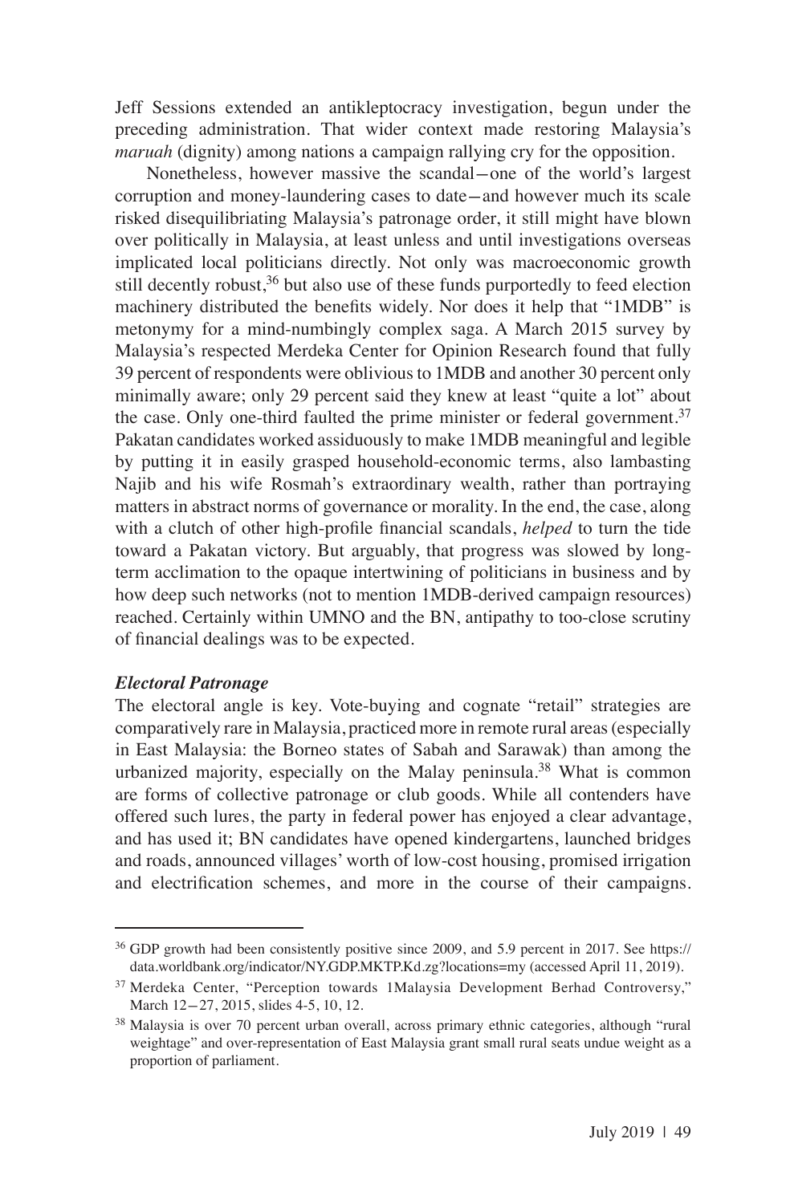Jeff Sessions extended an antikleptocracy investigation, begun under the preceding administration. That wider context made restoring Malaysia's *maruah* (dignity) among nations a campaign rallying cry for the opposition.

Nonetheless, however massive the scandal—one of the world's largest corruption and money-laundering cases to date—and however much its scale risked disequilibriating Malaysia's patronage order, it still might have blown over politically in Malaysia, at least unless and until investigations overseas implicated local politicians directly. Not only was macroeconomic growth still decently robust,[36] but also use of these funds purportedly to feed election machinery distributed the benefits widely. Nor does it help that "1MDB" is metonymy for a mind-numbingly complex saga. A March 2015 survey by Malaysia's respected Merdeka Center for Opinion Research found that fully 39 percent of respondents were oblivious to 1MDB and another 30 percent only minimally aware; only 29 percent said they knew at least "quite a lot" about the case. Only one-third faulted the prime minister or federal government.[37] Pakatan candidates worked assiduously to make 1MDB meaningful and legible by putting it in easily grasped household-economic terms, also lambasting Najib and his wife Rosmah's extraordinary wealth, rather than portraying matters in abstract norms of governance or morality. In the end, the case, along with a clutch of other high-profile financial scandals, *helped* to turn the tide toward a Pakatan victory. But arguably, that progress was slowed by long-term acclimation to the opaque intertwining of politicians in business and by how deep such networks (not to mention 1MDB-derived campaign resources) reached. Certainly within UMNO and the BN, antipathy to too-close scrutiny of financial dealings was to be expected.

### *Electoral Patronage*

The electoral angle is key. Vote-buying and cognate "retail" strategies are comparatively rare in Malaysia, practiced more in remote rural areas (especially in East Malaysia: the Borneo states of Sabah and Sarawak) than among the urbanized majority, especially on the Malay peninsula.[38] What is common are forms of collective patronage or club goods. While all contenders have offered such lures, the party in federal power has enjoyed a clear advantage, and has used it; BN candidates have opened kindergartens, launched bridges and roads, announced villages' worth of low-cost housing, promised irrigation and electrification schemes, and more in the course of their campaigns.

---

[36] GDP growth had been consistently positive since 2009, and 5.9 percent in 2017. See https://data.worldbank.org/indicator/NY.GDP.MKTP.Kd.zg?locations=my (accessed April 11, 2019).

[37] Merdeka Center, "Perception towards 1Malaysia Development Berhad Controversy," March 12–27, 2015, slides 4-5, 10, 12.

[38] Malaysia is over 70 percent urban overall, across primary ethnic categories, although "rural weightage" and over-representation of East Malaysia grant small rural seats undue weight as a proportion of parliament.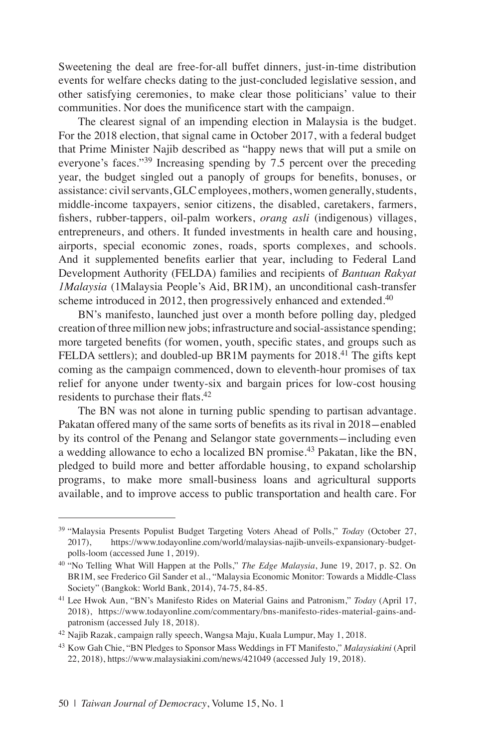Sweetening the deal are free-for-all buffet dinners, just-in-time distribution events for welfare checks dating to the just-concluded legislative session, and other satisfying ceremonies, to make clear those politicians' value to their communities. Nor does the munificence start with the campaign.

The clearest signal of an impending election in Malaysia is the budget. For the 2018 election, that signal came in October 2017, with a federal budget that Prime Minister Najib described as "happy news that will put a smile on everyone's faces."[39] Increasing spending by 7.5 percent over the preceding year, the budget singled out a panoply of groups for benefits, bonuses, or assistance: civil servants, GLC employees, mothers, women generally, students, middle-income taxpayers, senior citizens, the disabled, caretakers, farmers, fishers, rubber-tappers, oil-palm workers, *orang asli* (indigenous) villages, entrepreneurs, and others. It funded investments in health care and housing, airports, special economic zones, roads, sports complexes, and schools. And it supplemented benefits earlier that year, including to Federal Land Development Authority (FELDA) families and recipients of *Bantuan Rakyat 1Malaysia* (1Malaysia People's Aid, BR1M), an unconditional cash-transfer scheme introduced in 2012, then progressively enhanced and extended.[40]

BN's manifesto, launched just over a month before polling day, pledged creation of three million new jobs; infrastructure and social-assistance spending; more targeted benefits (for women, youth, specific states, and groups such as FELDA settlers); and doubled-up BR1M payments for 2018.[41] The gifts kept coming as the campaign commenced, down to eleventh-hour promises of tax relief for anyone under twenty-six and bargain prices for low-cost housing residents to purchase their flats.[42]

The BN was not alone in turning public spending to partisan advantage. Pakatan offered many of the same sorts of benefits as its rival in 2018—enabled by its control of the Penang and Selangor state governments—including even a wedding allowance to echo a localized BN promise.[43] Pakatan, like the BN, pledged to build more and better affordable housing, to expand scholarship programs, to make more small-business loans and agricultural supports available, and to improve access to public transportation and health care. For

---

[39] "Malaysia Presents Populist Budget Targeting Voters Ahead of Polls," *Today* (October 27, 2017), https://www.todayonline.com/world/malaysias-najib-unveils-expansionary-budget-polls-loom (accessed June 1, 2019).

[40] "No Telling What Will Happen at the Polls," *The Edge Malaysia*, June 19, 2017, p. S2. On BR1M, see Frederico Gil Sander et al., "Malaysia Economic Monitor: Towards a Middle-Class Society" (Bangkok: World Bank, 2014), 74-75, 84-85.

[41] Lee Hwok Aun, "BN's Manifesto Rides on Material Gains and Patronism," *Today* (April 17, 2018), https://www.todayonline.com/commentary/bns-manifesto-rides-material-gains-and-patronism (accessed July 18, 2018).

[42] Najib Razak, campaign rally speech, Wangsa Maju, Kuala Lumpur, May 1, 2018.

[43] Kow Gah Chie, "BN Pledges to Sponsor Mass Weddings in FT Manifesto," *Malaysiakini* (April 22, 2018), https://www.malaysiakini.com/news/421049 (accessed July 19, 2018).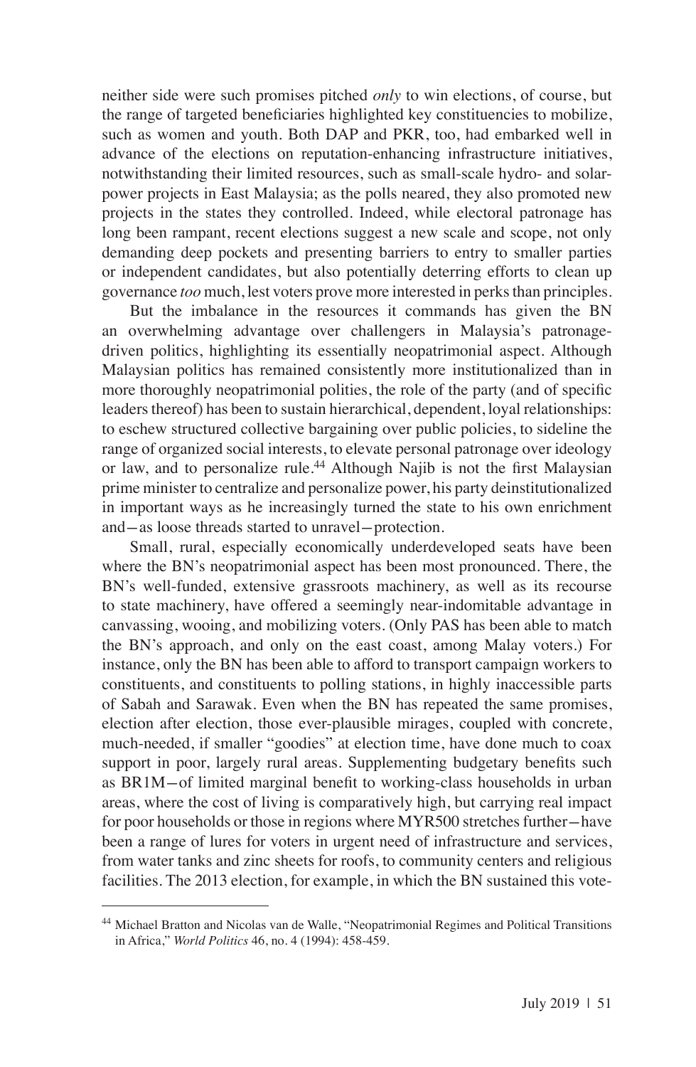neither side were such promises pitched *only* to win elections, of course, but the range of targeted beneficiaries highlighted key constituencies to mobilize, such as women and youth. Both DAP and PKR, too, had embarked well in advance of the elections on reputation-enhancing infrastructure initiatives, notwithstanding their limited resources, such as small-scale hydro- and solar-power projects in East Malaysia; as the polls neared, they also promoted new projects in the states they controlled. Indeed, while electoral patronage has long been rampant, recent elections suggest a new scale and scope, not only demanding deep pockets and presenting barriers to entry to smaller parties or independent candidates, but also potentially deterring efforts to clean up governance *too* much, lest voters prove more interested in perks than principles.

But the imbalance in the resources it commands has given the BN an overwhelming advantage over challengers in Malaysia's patronage-driven politics, highlighting its essentially neopatrimonial aspect. Although Malaysian politics has remained consistently more institutionalized than in more thoroughly neopatrimonial polities, the role of the party (and of specific leaders thereof) has been to sustain hierarchical, dependent, loyal relationships: to eschew structured collective bargaining over public policies, to sideline the range of organized social interests, to elevate personal patronage over ideology or law, and to personalize rule.[44] Although Najib is not the first Malaysian prime minister to centralize and personalize power, his party deinstitutionalized in important ways as he increasingly turned the state to his own enrichment and—as loose threads started to unravel—protection.

Small, rural, especially economically underdeveloped seats have been where the BN's neopatrimonial aspect has been most pronounced. There, the BN's well-funded, extensive grassroots machinery, as well as its recourse to state machinery, have offered a seemingly near-indomitable advantage in canvassing, wooing, and mobilizing voters. (Only PAS has been able to match the BN's approach, and only on the east coast, among Malay voters.) For instance, only the BN has been able to afford to transport campaign workers to constituents, and constituents to polling stations, in highly inaccessible parts of Sabah and Sarawak. Even when the BN has repeated the same promises, election after election, those ever-plausible mirages, coupled with concrete, much-needed, if smaller "goodies" at election time, have done much to coax support in poor, largely rural areas. Supplementing budgetary benefits such as BR1M—of limited marginal benefit to working-class households in urban areas, where the cost of living is comparatively high, but carrying real impact for poor households or those in regions where MYR500 stretches further—have been a range of lures for voters in urgent need of infrastructure and services, from water tanks and zinc sheets for roofs, to community centers and religious facilities. The 2013 election, for example, in which the BN sustained this vote-

[44] Michael Bratton and Nicolas van de Walle, "Neopatrimonial Regimes and Political Transitions in Africa," *World Politics* 46, no. 4 (1994): 458-459.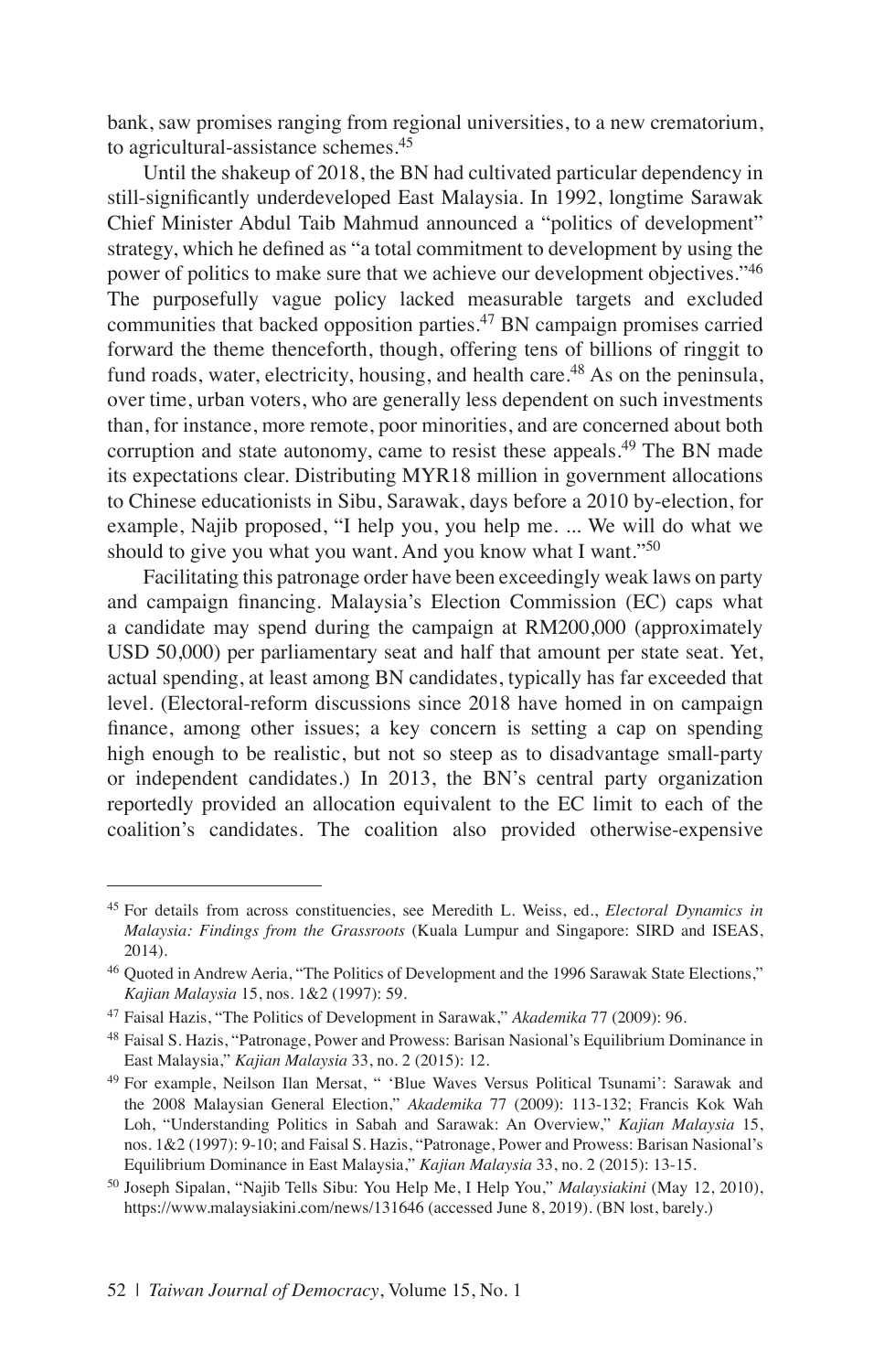bank, saw promises ranging from regional universities, to a new crematorium, to agricultural-assistance schemes.[45]

Until the shakeup of 2018, the BN had cultivated particular dependency in still-significantly underdeveloped East Malaysia. In 1992, longtime Sarawak Chief Minister Abdul Taib Mahmud announced a "politics of development" strategy, which he defined as "a total commitment to development by using the power of politics to make sure that we achieve our development objectives."[46] The purposefully vague policy lacked measurable targets and excluded communities that backed opposition parties.[47] BN campaign promises carried forward the theme thenceforth, though, offering tens of billions of ringgit to fund roads, water, electricity, housing, and health care.[48] As on the peninsula, over time, urban voters, who are generally less dependent on such investments than, for instance, more remote, poor minorities, and are concerned about both corruption and state autonomy, came to resist these appeals.[49] The BN made its expectations clear. Distributing MYR18 million in government allocations to Chinese educationists in Sibu, Sarawak, days before a 2010 by-election, for example, Najib proposed, "I help you, you help me. ... We will do what we should to give you what you want. And you know what I want."[50]

Facilitating this patronage order have been exceedingly weak laws on party and campaign financing. Malaysia's Election Commission (EC) caps what a candidate may spend during the campaign at RM200,000 (approximately USD 50,000) per parliamentary seat and half that amount per state seat. Yet, actual spending, at least among BN candidates, typically has far exceeded that level. (Electoral-reform discussions since 2018 have homed in on campaign finance, among other issues; a key concern is setting a cap on spending high enough to be realistic, but not so steep as to disadvantage small-party or independent candidates.) In 2013, the BN's central party organization reportedly provided an allocation equivalent to the EC limit to each of the coalition's candidates. The coalition also provided otherwise-expensive

---

[45] For details from across constituencies, see Meredith L. Weiss, ed., *Electoral Dynamics in Malaysia: Findings from the Grassroots* (Kuala Lumpur and Singapore: SIRD and ISEAS, 2014).

[46] Quoted in Andrew Aeria, "The Politics of Development and the 1996 Sarawak State Elections," *Kajian Malaysia* 15, nos. 1&2 (1997): 59.

[47] Faisal Hazis, "The Politics of Development in Sarawak," *Akademika* 77 (2009): 96.

[48] Faisal S. Hazis, "Patronage, Power and Prowess: Barisan Nasional's Equilibrium Dominance in East Malaysia," *Kajian Malaysia* 33, no. 2 (2015): 12.

[49] For example, Neilson Ilan Mersat, " 'Blue Waves Versus Political Tsunami': Sarawak and the 2008 Malaysian General Election," *Akademika* 77 (2009): 113-132; Francis Kok Wah Loh, "Understanding Politics in Sabah and Sarawak: An Overview," *Kajian Malaysia* 15, nos. 1&2 (1997): 9-10; and Faisal S. Hazis, "Patronage, Power and Prowess: Barisan Nasional's Equilibrium Dominance in East Malaysia," *Kajian Malaysia* 33, no. 2 (2015): 13-15.

[50] Joseph Sipalan, "Najib Tells Sibu: You Help Me, I Help You," *Malaysiakini* (May 12, 2010), https://www.malaysiakini.com/news/131646 (accessed June 8, 2019). (BN lost, barely.)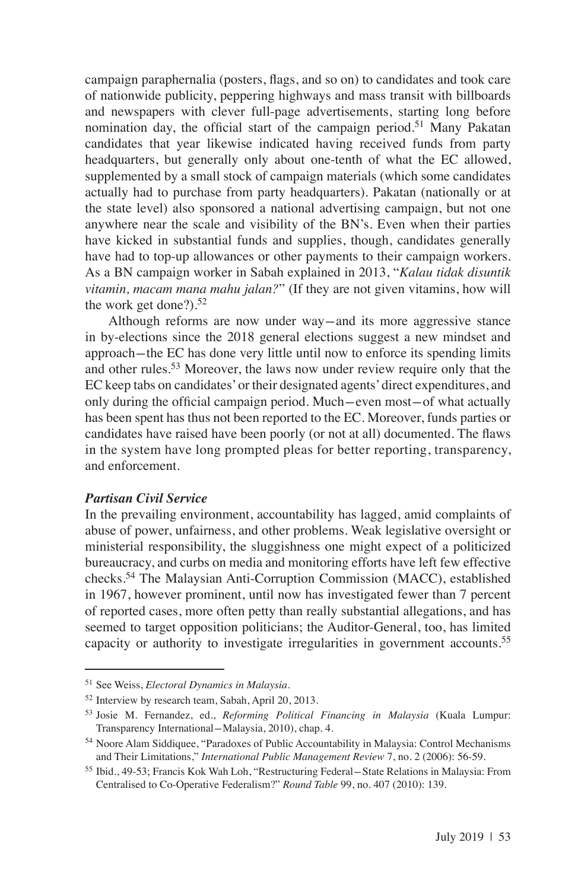campaign paraphernalia (posters, flags, and so on) to candidates and took care of nationwide publicity, peppering highways and mass transit with billboards and newspapers with clever full-page advertisements, starting long before nomination day, the official start of the campaign period.[51] Many Pakatan candidates that year likewise indicated having received funds from party headquarters, but generally only about one-tenth of what the EC allowed, supplemented by a small stock of campaign materials (which some candidates actually had to purchase from party headquarters). Pakatan (nationally or at the state level) also sponsored a national advertising campaign, but not one anywhere near the scale and visibility of the BN's. Even when their parties have kicked in substantial funds and supplies, though, candidates generally have had to top-up allowances or other payments to their campaign workers. As a BN campaign worker in Sabah explained in 2013, "*Kalau tidak disuntik vitamin, macam mana mahu jalan?*" (If they are not given vitamins, how will the work get done?).[52]

Although reforms are now under way—and its more aggressive stance in by-elections since the 2018 general elections suggest a new mindset and approach—the EC has done very little until now to enforce its spending limits and other rules.[53] Moreover, the laws now under review require only that the EC keep tabs on candidates' or their designated agents' direct expenditures, and only during the official campaign period. Much—even most—of what actually has been spent has thus not been reported to the EC. Moreover, funds parties or candidates have raised have been poorly (or not at all) documented. The flaws in the system have long prompted pleas for better reporting, transparency, and enforcement.

### *Partisan Civil Service*

In the prevailing environment, accountability has lagged, amid complaints of abuse of power, unfairness, and other problems. Weak legislative oversight or ministerial responsibility, the sluggishness one might expect of a politicized bureaucracy, and curbs on media and monitoring efforts have left few effective checks.[54] The Malaysian Anti-Corruption Commission (MACC), established in 1967, however prominent, until now has investigated fewer than 7 percent of reported cases, more often petty than really substantial allegations, and has seemed to target opposition politicians; the Auditor-General, too, has limited capacity or authority to investigate irregularities in government accounts.[55]

---

[51] See Weiss, *Electoral Dynamics in Malaysia*.

[52] Interview by research team, Sabah, April 20, 2013.

[53] Josie M. Fernandez, ed., *Reforming Political Financing in Malaysia* (Kuala Lumpur: Transparency International—Malaysia, 2010), chap. 4.

[54] Noore Alam Siddiquee, "Paradoxes of Public Accountability in Malaysia: Control Mechanisms and Their Limitations," *International Public Management Review* 7, no. 2 (2006): 56-59.

[55] Ibid., 49-53; Francis Kok Wah Loh, "Restructuring Federal—State Relations in Malaysia: From Centralised to Co-Operative Federalism?" *Round Table* 99, no. 407 (2010): 139.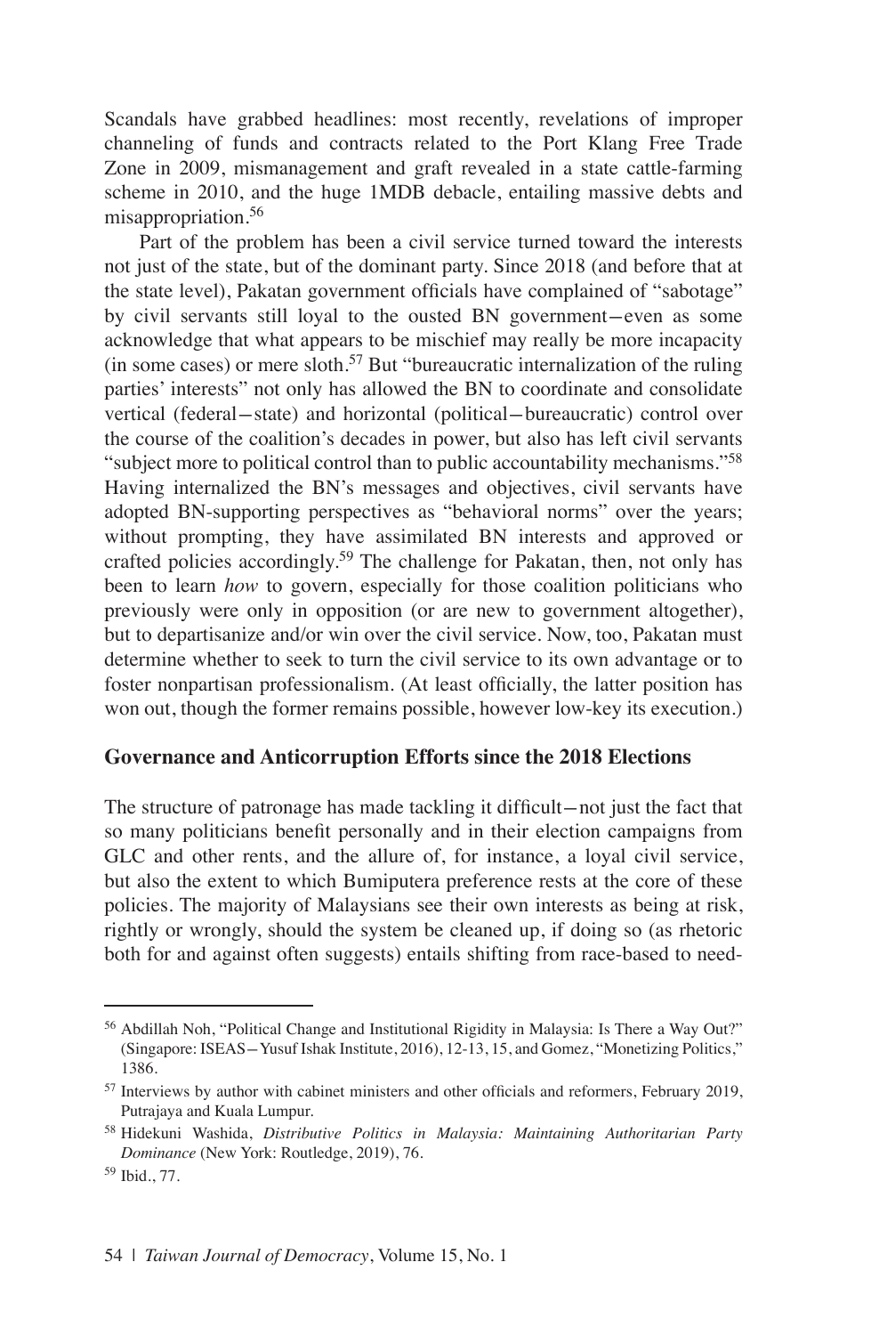Scandals have grabbed headlines: most recently, revelations of improper channeling of funds and contracts related to the Port Klang Free Trade Zone in 2009, mismanagement and graft revealed in a state cattle-farming scheme in 2010, and the huge 1MDB debacle, entailing massive debts and misappropriation.[56]

Part of the problem has been a civil service turned toward the interests not just of the state, but of the dominant party. Since 2018 (and before that at the state level), Pakatan government officials have complained of "sabotage" by civil servants still loyal to the ousted BN government—even as some acknowledge that what appears to be mischief may really be more incapacity (in some cases) or mere sloth.[57] But "bureaucratic internalization of the ruling parties' interests" not only has allowed the BN to coordinate and consolidate vertical (federal—state) and horizontal (political—bureaucratic) control over the course of the coalition's decades in power, but also has left civil servants "subject more to political control than to public accountability mechanisms."[58] Having internalized the BN's messages and objectives, civil servants have adopted BN-supporting perspectives as "behavioral norms" over the years; without prompting, they have assimilated BN interests and approved or crafted policies accordingly.[59] The challenge for Pakatan, then, not only has been to learn *how* to govern, especially for those coalition politicians who previously were only in opposition (or are new to government altogether), but to departisanize and/or win over the civil service. Now, too, Pakatan must determine whether to seek to turn the civil service to its own advantage or to foster nonpartisan professionalism. (At least officially, the latter position has won out, though the former remains possible, however low-key its execution.)

## Governance and Anticorruption Efforts since the 2018 Elections

The structure of patronage has made tackling it difficult—not just the fact that so many politicians benefit personally and in their election campaigns from GLC and other rents, and the allure of, for instance, a loyal civil service, but also the extent to which Bumiputera preference rests at the core of these policies. The majority of Malaysians see their own interests as being at risk, rightly or wrongly, should the system be cleaned up, if doing so (as rhetoric both for and against often suggests) entails shifting from race-based to need-

---

[56] Abdillah Noh, "Political Change and Institutional Rigidity in Malaysia: Is There a Way Out?" (Singapore: ISEAS—Yusuf Ishak Institute, 2016), 12-13, 15, and Gomez, "Monetizing Politics," 1386.

[57] Interviews by author with cabinet ministers and other officials and reformers, February 2019, Putrajaya and Kuala Lumpur.

[58] Hidekuni Washida, *Distributive Politics in Malaysia: Maintaining Authoritarian Party Dominance* (New York: Routledge, 2019), 76.

[59] Ibid., 77.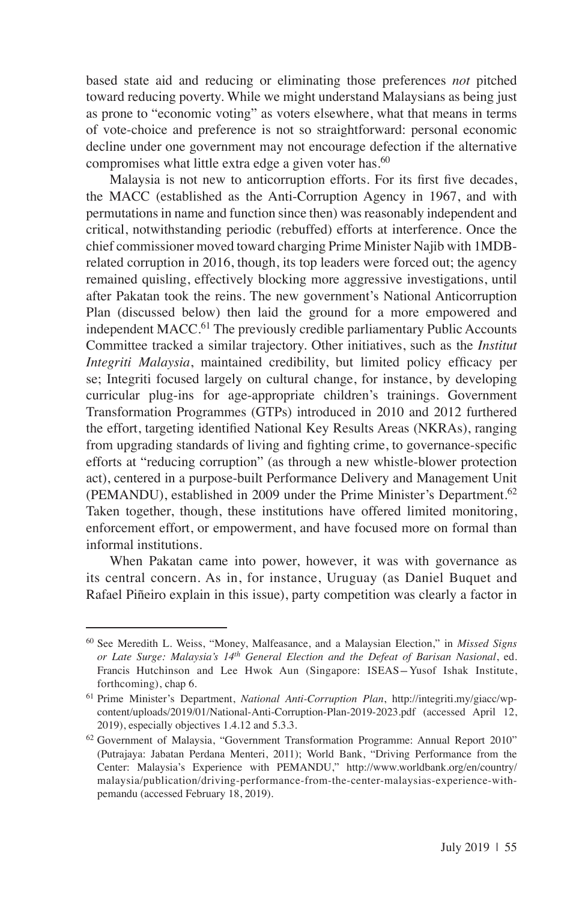based state aid and reducing or eliminating those preferences *not* pitched toward reducing poverty. While we might understand Malaysians as being just as prone to "economic voting" as voters elsewhere, what that means in terms of vote-choice and preference is not so straightforward: personal economic decline under one government may not encourage defection if the alternative compromises what little extra edge a given voter has.[60]

Malaysia is not new to anticorruption efforts. For its first five decades, the MACC (established as the Anti-Corruption Agency in 1967, and with permutations in name and function since then) was reasonably independent and critical, notwithstanding periodic (rebuffed) efforts at interference. Once the chief commissioner moved toward charging Prime Minister Najib with 1MDB-related corruption in 2016, though, its top leaders were forced out; the agency remained quisling, effectively blocking more aggressive investigations, until after Pakatan took the reins. The new government's National Anticorruption Plan (discussed below) then laid the ground for a more empowered and independent MACC.[61] The previously credible parliamentary Public Accounts Committee tracked a similar trajectory. Other initiatives, such as the *Institut Integriti Malaysia*, maintained credibility, but limited policy efficacy per se; Integriti focused largely on cultural change, for instance, by developing curricular plug-ins for age-appropriate children's trainings. Government Transformation Programmes (GTPs) introduced in 2010 and 2012 furthered the effort, targeting identified National Key Results Areas (NKRAs), ranging from upgrading standards of living and fighting crime, to governance-specific efforts at "reducing corruption" (as through a new whistle-blower protection act), centered in a purpose-built Performance Delivery and Management Unit (PEMANDU), established in 2009 under the Prime Minister's Department.[62] Taken together, though, these institutions have offered limited monitoring, enforcement effort, or empowerment, and have focused more on formal than informal institutions.

When Pakatan came into power, however, it was with governance as its central concern. As in, for instance, Uruguay (as Daniel Buquet and Rafael Piñeiro explain in this issue), party competition was clearly a factor in

---

[60] See Meredith L. Weiss, "Money, Malfeasance, and a Malaysian Election," in *Missed Signs or Late Surge: Malaysia's 14th General Election and the Defeat of Barisan Nasional*, ed. Francis Hutchinson and Lee Hwok Aun (Singapore: ISEAS—Yusof Ishak Institute, forthcoming), chap 6.

[61] Prime Minister's Department, *National Anti-Corruption Plan*, http://integriti.my/giacc/wp-content/uploads/2019/01/National-Anti-Corruption-Plan-2019-2023.pdf (accessed April 12, 2019), especially objectives 1.4.12 and 5.3.3.

[62] Government of Malaysia, "Government Transformation Programme: Annual Report 2010" (Putrajaya: Jabatan Perdana Menteri, 2011); World Bank, "Driving Performance from the Center: Malaysia's Experience with PEMANDU," http://www.worldbank.org/en/country/malaysia/publication/driving-performance-from-the-center-malaysias-experience-with-pemandu (accessed February 18, 2019).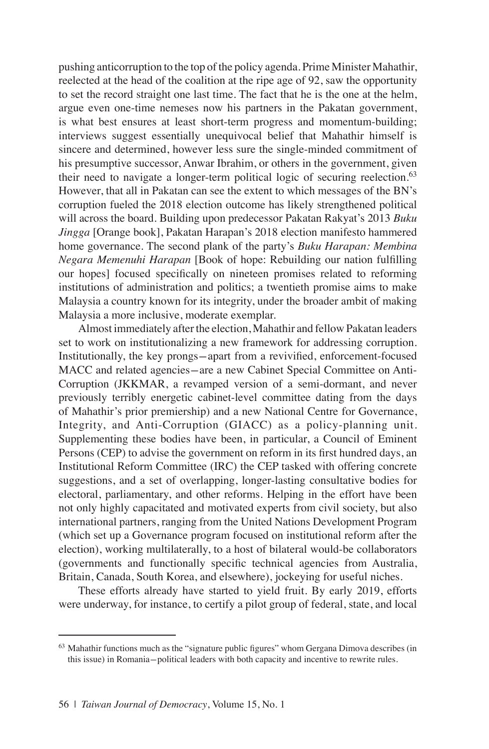pushing anticorruption to the top of the policy agenda. Prime Minister Mahathir, reelected at the head of the coalition at the ripe age of 92, saw the opportunity to set the record straight one last time. The fact that he is the one at the helm, argue even one-time nemeses now his partners in the Pakatan government, is what best ensures at least short-term progress and momentum-building; interviews suggest essentially unequivocal belief that Mahathir himself is sincere and determined, however less sure the single-minded commitment of his presumptive successor, Anwar Ibrahim, or others in the government, given their need to navigate a longer-term political logic of securing reelection.[63] However, that all in Pakatan can see the extent to which messages of the BN's corruption fueled the 2018 election outcome has likely strengthened political will across the board. Building upon predecessor Pakatan Rakyat's 2013 *Buku Jingga* [Orange book], Pakatan Harapan's 2018 election manifesto hammered home governance. The second plank of the party's *Buku Harapan: Membina Negara Memenuhi Harapan* [Book of hope: Rebuilding our nation fulfilling our hopes] focused specifically on nineteen promises related to reforming institutions of administration and politics; a twentieth promise aims to make Malaysia a country known for its integrity, under the broader ambit of making Malaysia a more inclusive, moderate exemplar.

Almost immediately after the election, Mahathir and fellow Pakatan leaders set to work on institutionalizing a new framework for addressing corruption. Institutionally, the key prongs—apart from a revivified, enforcement-focused MACC and related agencies—are a new Cabinet Special Committee on Anti-Corruption (JKKMAR, a revamped version of a semi-dormant, and never previously terribly energetic cabinet-level committee dating from the days of Mahathir's prior premiership) and a new National Centre for Governance, Integrity, and Anti-Corruption (GIACC) as a policy-planning unit. Supplementing these bodies have been, in particular, a Council of Eminent Persons (CEP) to advise the government on reform in its first hundred days, an Institutional Reform Committee (IRC) the CEP tasked with offering concrete suggestions, and a set of overlapping, longer-lasting consultative bodies for electoral, parliamentary, and other reforms. Helping in the effort have been not only highly capacitated and motivated experts from civil society, but also international partners, ranging from the United Nations Development Program (which set up a Governance program focused on institutional reform after the election), working multilaterally, to a host of bilateral would-be collaborators (governments and functionally specific technical agencies from Australia, Britain, Canada, South Korea, and elsewhere), jockeying for useful niches.

These efforts already have started to yield fruit. By early 2019, efforts were underway, for instance, to certify a pilot group of federal, state, and local

---

[63] Mahathir functions much as the "signature public figures" whom Gergana Dimova describes (in this issue) in Romania—political leaders with both capacity and incentive to rewrite rules.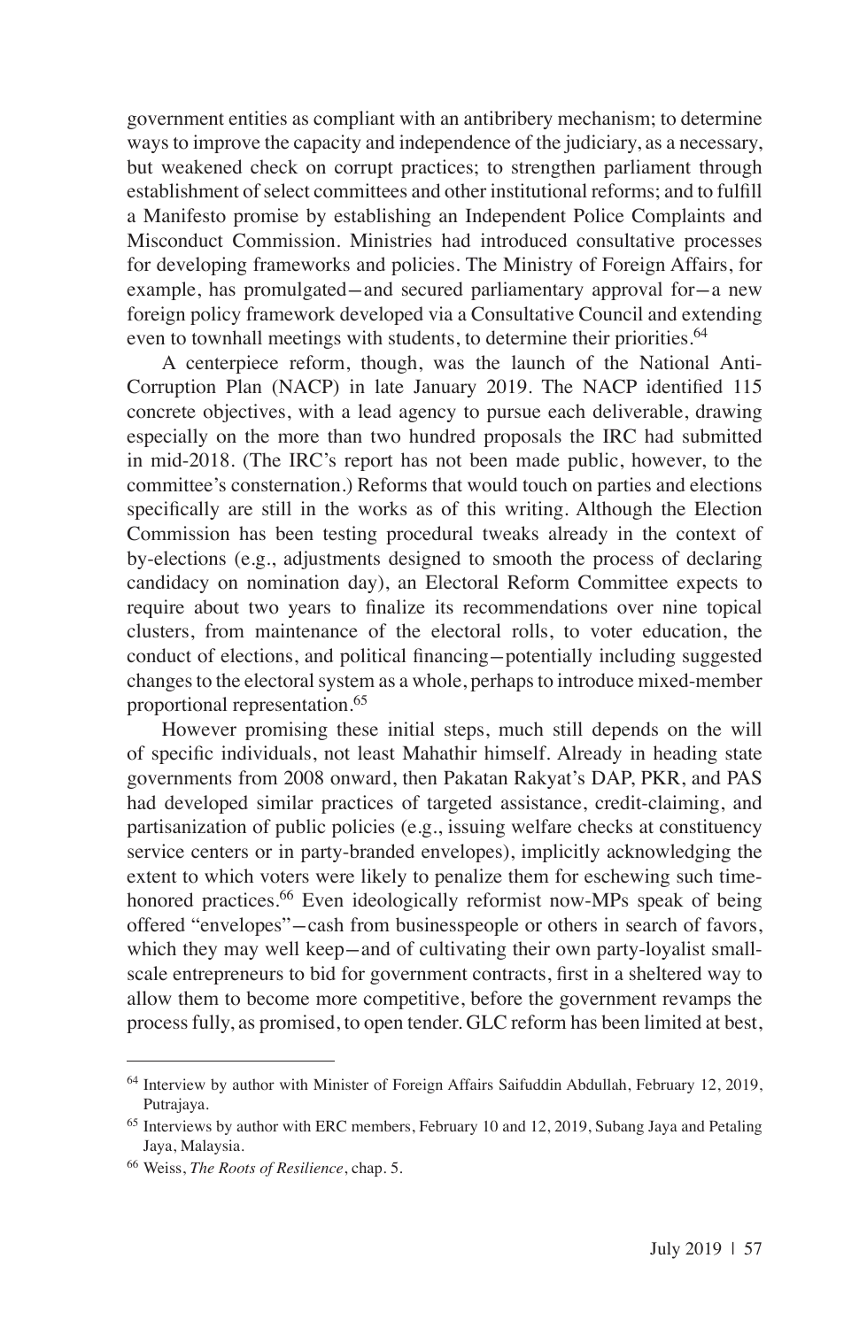government entities as compliant with an antibribery mechanism; to determine ways to improve the capacity and independence of the judiciary, as a necessary, but weakened check on corrupt practices; to strengthen parliament through establishment of select committees and other institutional reforms; and to fulfill a Manifesto promise by establishing an Independent Police Complaints and Misconduct Commission. Ministries had introduced consultative processes for developing frameworks and policies. The Ministry of Foreign Affairs, for example, has promulgated—and secured parliamentary approval for—a new foreign policy framework developed via a Consultative Council and extending even to townhall meetings with students, to determine their priorities.[64]

A centerpiece reform, though, was the launch of the National Anti-Corruption Plan (NACP) in late January 2019. The NACP identified 115 concrete objectives, with a lead agency to pursue each deliverable, drawing especially on the more than two hundred proposals the IRC had submitted in mid-2018. (The IRC's report has not been made public, however, to the committee's consternation.) Reforms that would touch on parties and elections specifically are still in the works as of this writing. Although the Election Commission has been testing procedural tweaks already in the context of by-elections (e.g., adjustments designed to smooth the process of declaring candidacy on nomination day), an Electoral Reform Committee expects to require about two years to finalize its recommendations over nine topical clusters, from maintenance of the electoral rolls, to voter education, the conduct of elections, and political financing—potentially including suggested changes to the electoral system as a whole, perhaps to introduce mixed-member proportional representation.[65]

However promising these initial steps, much still depends on the will of specific individuals, not least Mahathir himself. Already in heading state governments from 2008 onward, then Pakatan Rakyat's DAP, PKR, and PAS had developed similar practices of targeted assistance, credit-claiming, and partisanization of public policies (e.g., issuing welfare checks at constituency service centers or in party-branded envelopes), implicitly acknowledging the extent to which voters were likely to penalize them for eschewing such time-honored practices.[66] Even ideologically reformist now-MPs speak of being offered "envelopes"—cash from businesspeople or others in search of favors, which they may well keep—and of cultivating their own party-loyalist small-scale entrepreneurs to bid for government contracts, first in a sheltered way to allow them to become more competitive, before the government revamps the process fully, as promised, to open tender. GLC reform has been limited at best,

---

[64] Interview by author with Minister of Foreign Affairs Saifuddin Abdullah, February 12, 2019, Putrajaya.

[65] Interviews by author with ERC members, February 10 and 12, 2019, Subang Jaya and Petaling Jaya, Malaysia.

[66] Weiss, *The Roots of Resilience*, chap. 5.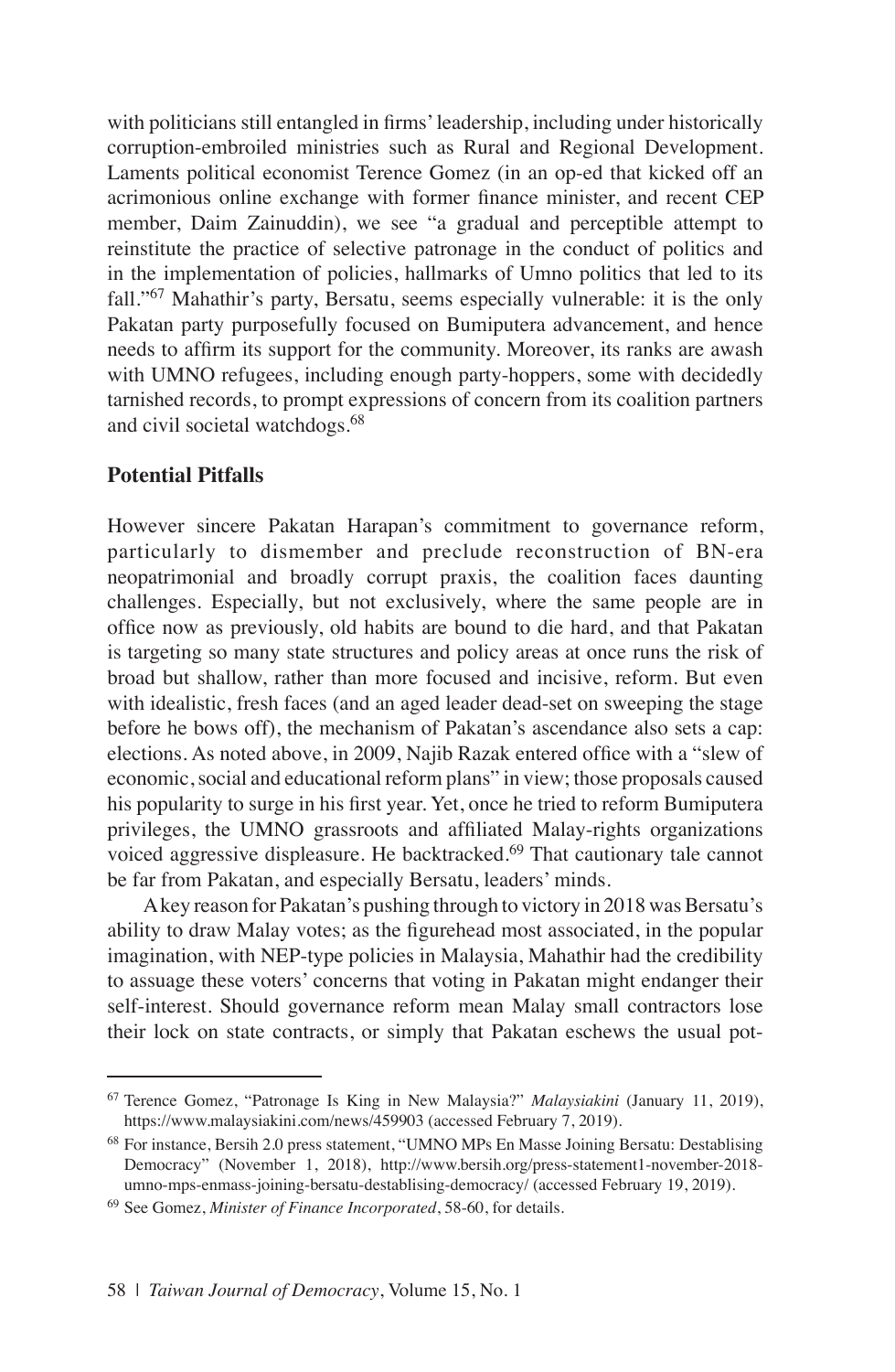with politicians still entangled in firms' leadership, including under historically corruption-embroiled ministries such as Rural and Regional Development. Laments political economist Terence Gomez (in an op-ed that kicked off an acrimonious online exchange with former finance minister, and recent CEP member, Daim Zainuddin), we see "a gradual and perceptible attempt to reinstitute the practice of selective patronage in the conduct of politics and in the implementation of policies, hallmarks of Umno politics that led to its fall."[67] Mahathir's party, Bersatu, seems especially vulnerable: it is the only Pakatan party purposefully focused on Bumiputera advancement, and hence needs to affirm its support for the community. Moreover, its ranks are awash with UMNO refugees, including enough party-hoppers, some with decidedly tarnished records, to prompt expressions of concern from its coalition partners and civil societal watchdogs.[68]

### Potential Pitfalls

However sincere Pakatan Harapan's commitment to governance reform, particularly to dismember and preclude reconstruction of BN-era neopatrimonial and broadly corrupt praxis, the coalition faces daunting challenges. Especially, but not exclusively, where the same people are in office now as previously, old habits are bound to die hard, and that Pakatan is targeting so many state structures and policy areas at once runs the risk of broad but shallow, rather than more focused and incisive, reform. But even with idealistic, fresh faces (and an aged leader dead-set on sweeping the stage before he bows off), the mechanism of Pakatan's ascendance also sets a cap: elections. As noted above, in 2009, Najib Razak entered office with a "slew of economic, social and educational reform plans" in view; those proposals caused his popularity to surge in his first year. Yet, once he tried to reform Bumiputera privileges, the UMNO grassroots and affiliated Malay-rights organizations voiced aggressive displeasure. He backtracked.[69] That cautionary tale cannot be far from Pakatan, and especially Bersatu, leaders' minds.

A key reason for Pakatan's pushing through to victory in 2018 was Bersatu's ability to draw Malay votes; as the figurehead most associated, in the popular imagination, with NEP-type policies in Malaysia, Mahathir had the credibility to assuage these voters' concerns that voting in Pakatan might endanger their self-interest. Should governance reform mean Malay small contractors lose their lock on state contracts, or simply that Pakatan eschews the usual pot-

---

[67] Terence Gomez, "Patronage Is King in New Malaysia?" *Malaysiakini* (January 11, 2019), https://www.malaysiakini.com/news/459903 (accessed February 7, 2019).

[68] For instance, Bersih 2.0 press statement, "UMNO MPs En Masse Joining Bersatu: Destablising Democracy" (November 1, 2018), http://www.bersih.org/press-statement1-november-2018-umno-mps-enmass-joining-bersatu-destablising-democracy/ (accessed February 19, 2019).

[69] See Gomez, *Minister of Finance Incorporated*, 58-60, for details.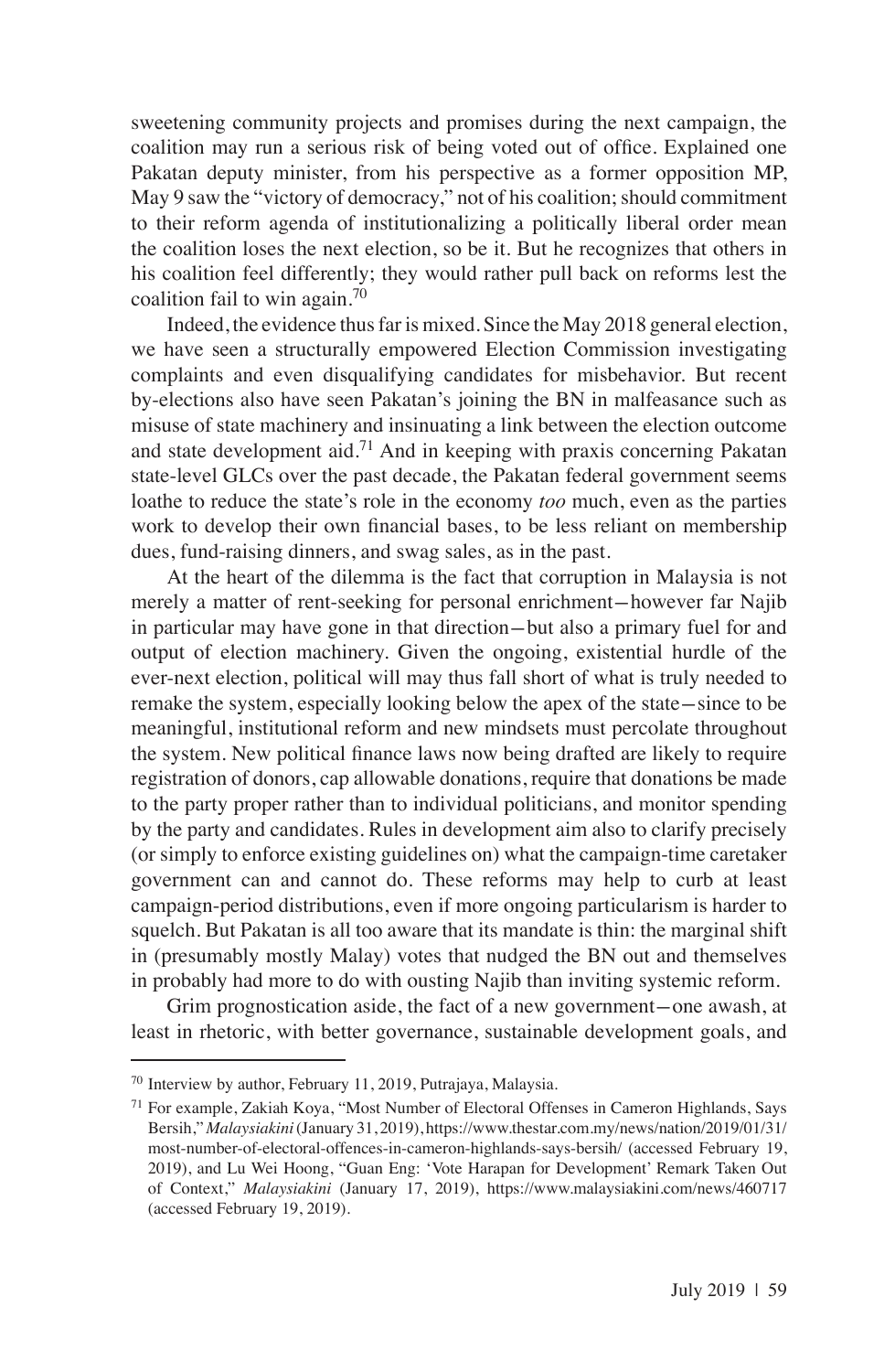sweetening community projects and promises during the next campaign, the coalition may run a serious risk of being voted out of office. Explained one Pakatan deputy minister, from his perspective as a former opposition MP, May 9 saw the "victory of democracy," not of his coalition; should commitment to their reform agenda of institutionalizing a politically liberal order mean the coalition loses the next election, so be it. But he recognizes that others in his coalition feel differently; they would rather pull back on reforms lest the coalition fail to win again.[70]

Indeed, the evidence thus far is mixed. Since the May 2018 general election, we have seen a structurally empowered Election Commission investigating complaints and even disqualifying candidates for misbehavior. But recent by-elections also have seen Pakatan's joining the BN in malfeasance such as misuse of state machinery and insinuating a link between the election outcome and state development aid.[71] And in keeping with praxis concerning Pakatan state-level GLCs over the past decade, the Pakatan federal government seems loathe to reduce the state's role in the economy *too* much, even as the parties work to develop their own financial bases, to be less reliant on membership dues, fund-raising dinners, and swag sales, as in the past.

At the heart of the dilemma is the fact that corruption in Malaysia is not merely a matter of rent-seeking for personal enrichment—however far Najib in particular may have gone in that direction—but also a primary fuel for and output of election machinery. Given the ongoing, existential hurdle of the ever-next election, political will may thus fall short of what is truly needed to remake the system, especially looking below the apex of the state—since to be meaningful, institutional reform and new mindsets must percolate throughout the system. New political finance laws now being drafted are likely to require registration of donors, cap allowable donations, require that donations be made to the party proper rather than to individual politicians, and monitor spending by the party and candidates. Rules in development aim also to clarify precisely (or simply to enforce existing guidelines on) what the campaign-time caretaker government can and cannot do. These reforms may help to curb at least campaign-period distributions, even if more ongoing particularism is harder to squelch. But Pakatan is all too aware that its mandate is thin: the marginal shift in (presumably mostly Malay) votes that nudged the BN out and themselves in probably had more to do with ousting Najib than inviting systemic reform.

Grim prognostication aside, the fact of a new government—one awash, at least in rhetoric, with better governance, sustainable development goals, and

---

[70] Interview by author, February 11, 2019, Putrajaya, Malaysia.

[71] For example, Zakiah Koya, "Most Number of Electoral Offenses in Cameron Highlands, Says Bersih," *Malaysiakini* (January 31, 2019), https://www.thestar.com.my/news/nation/2019/01/31/most-number-of-electoral-offences-in-cameron-highlands-says-bersih/ (accessed February 19, 2019), and Lu Wei Hoong, "Guan Eng: 'Vote Harapan for Development' Remark Taken Out of Context," *Malaysiakini* (January 17, 2019), https://www.malaysiakini.com/news/460717 (accessed February 19, 2019).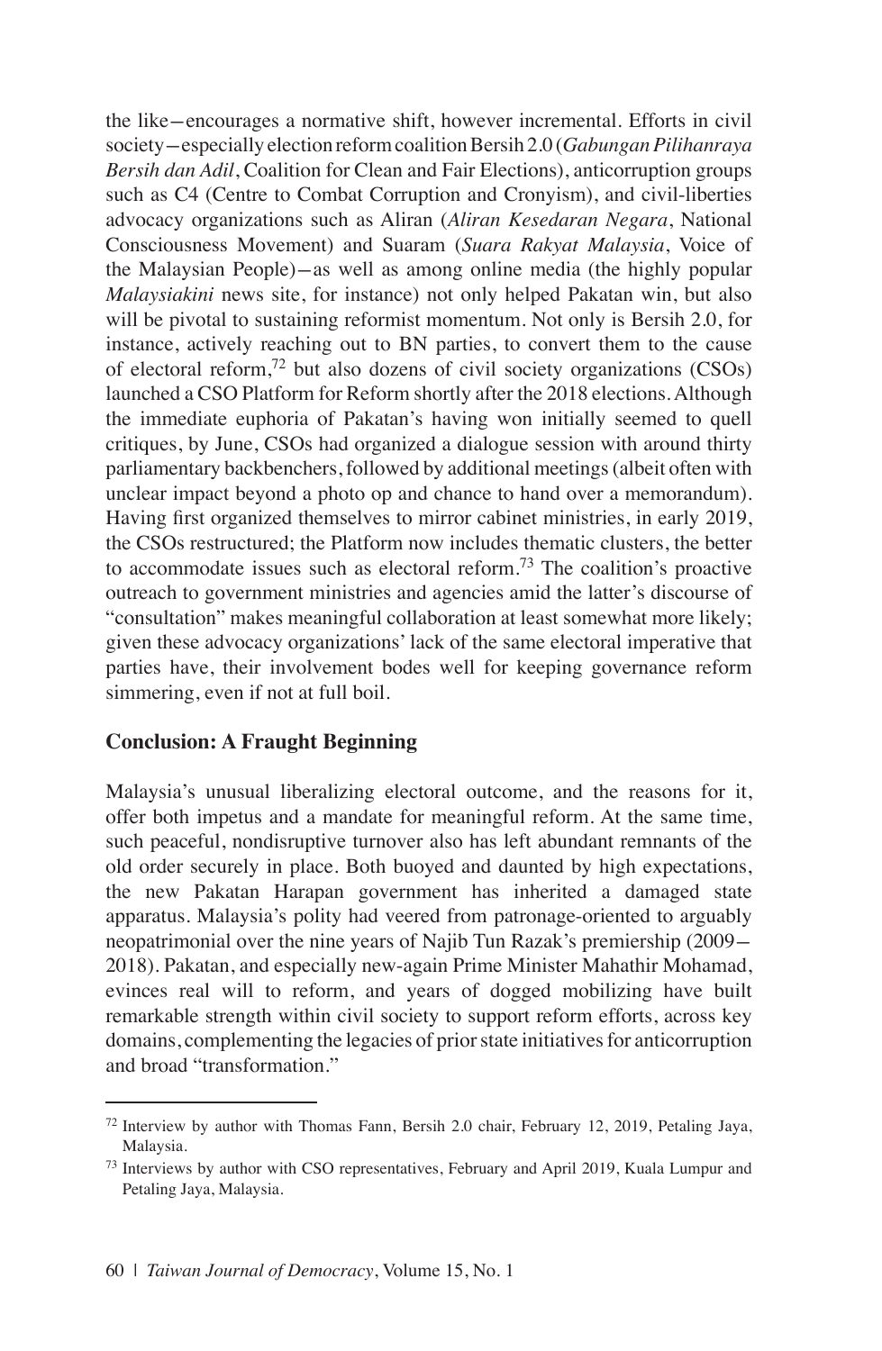the like—encourages a normative shift, however incremental. Efforts in civil society—especially election reform coalition Bersih 2.0 (*Gabungan Pilihanraya Bersih dan Adil*, Coalition for Clean and Fair Elections), anticorruption groups such as C4 (Centre to Combat Corruption and Cronyism), and civil-liberties advocacy organizations such as Aliran (*Aliran Kesedaran Negara*, National Consciousness Movement) and Suaram (*Suara Rakyat Malaysia*, Voice of the Malaysian People)—as well as among online media (the highly popular *Malaysiakini* news site, for instance) not only helped Pakatan win, but also will be pivotal to sustaining reformist momentum. Not only is Bersih 2.0, for instance, actively reaching out to BN parties, to convert them to the cause of electoral reform,[72] but also dozens of civil society organizations (CSOs) launched a CSO Platform for Reform shortly after the 2018 elections. Although the immediate euphoria of Pakatan's having won initially seemed to quell critiques, by June, CSOs had organized a dialogue session with around thirty parliamentary backbenchers, followed by additional meetings (albeit often with unclear impact beyond a photo op and chance to hand over a memorandum). Having first organized themselves to mirror cabinet ministries, in early 2019, the CSOs restructured; the Platform now includes thematic clusters, the better to accommodate issues such as electoral reform.[73] The coalition's proactive outreach to government ministries and agencies amid the latter's discourse of "consultation" makes meaningful collaboration at least somewhat more likely; given these advocacy organizations' lack of the same electoral imperative that parties have, their involvement bodes well for keeping governance reform simmering, even if not at full boil.

## Conclusion: A Fraught Beginning

Malaysia's unusual liberalizing electoral outcome, and the reasons for it, offer both impetus and a mandate for meaningful reform. At the same time, such peaceful, nondisruptive turnover also has left abundant remnants of the old order securely in place. Both buoyed and daunted by high expectations, the new Pakatan Harapan government has inherited a damaged state apparatus. Malaysia's polity had veered from patronage-oriented to arguably neopatrimonial over the nine years of Najib Tun Razak's premiership (2009–2018). Pakatan, and especially new-again Prime Minister Mahathir Mohamad, evinces real will to reform, and years of dogged mobilizing have built remarkable strength within civil society to support reform efforts, across key domains, complementing the legacies of prior state initiatives for anticorruption and broad "transformation."

---

[72] Interview by author with Thomas Fann, Bersih 2.0 chair, February 12, 2019, Petaling Jaya, Malaysia.

[73] Interviews by author with CSO representatives, February and April 2019, Kuala Lumpur and Petaling Jaya, Malaysia.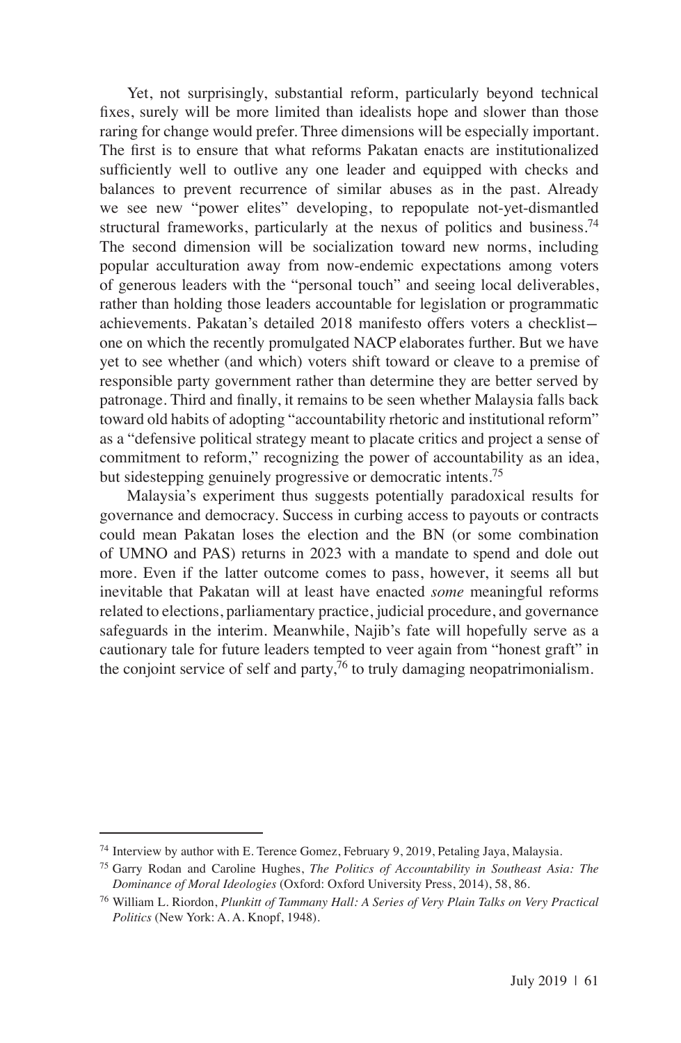Yet, not surprisingly, substantial reform, particularly beyond technical fixes, surely will be more limited than idealists hope and slower than those raring for change would prefer. Three dimensions will be especially important. The first is to ensure that what reforms Pakatan enacts are institutionalized sufficiently well to outlive any one leader and equipped with checks and balances to prevent recurrence of similar abuses as in the past. Already we see new "power elites" developing, to repopulate not-yet-dismantled structural frameworks, particularly at the nexus of politics and business.[74] The second dimension will be socialization toward new norms, including popular acculturation away from now-endemic expectations among voters of generous leaders with the "personal touch" and seeing local deliverables, rather than holding those leaders accountable for legislation or programmatic achievements. Pakatan's detailed 2018 manifesto offers voters a checklist—one on which the recently promulgated NACP elaborates further. But we have yet to see whether (and which) voters shift toward or cleave to a premise of responsible party government rather than determine they are better served by patronage. Third and finally, it remains to be seen whether Malaysia falls back toward old habits of adopting "accountability rhetoric and institutional reform" as a "defensive political strategy meant to placate critics and project a sense of commitment to reform," recognizing the power of accountability as an idea, but sidestepping genuinely progressive or democratic intents.[75]

Malaysia's experiment thus suggests potentially paradoxical results for governance and democracy. Success in curbing access to payouts or contracts could mean Pakatan loses the election and the BN (or some combination of UMNO and PAS) returns in 2023 with a mandate to spend and dole out more. Even if the latter outcome comes to pass, however, it seems all but inevitable that Pakatan will at least have enacted *some* meaningful reforms related to elections, parliamentary practice, judicial procedure, and governance safeguards in the interim. Meanwhile, Najib's fate will hopefully serve as a cautionary tale for future leaders tempted to veer again from "honest graft" in the conjoint service of self and party,[76] to truly damaging neopatrimonialism.

---

[74] Interview by author with E. Terence Gomez, February 9, 2019, Petaling Jaya, Malaysia.

[75] Garry Rodan and Caroline Hughes, *The Politics of Accountability in Southeast Asia: The Dominance of Moral Ideologies* (Oxford: Oxford University Press, 2014), 58, 86.

[76] William L. Riordon, *Plunkitt of Tammany Hall: A Series of Very Plain Talks on Very Practical Politics* (New York: A. A. Knopf, 1948).